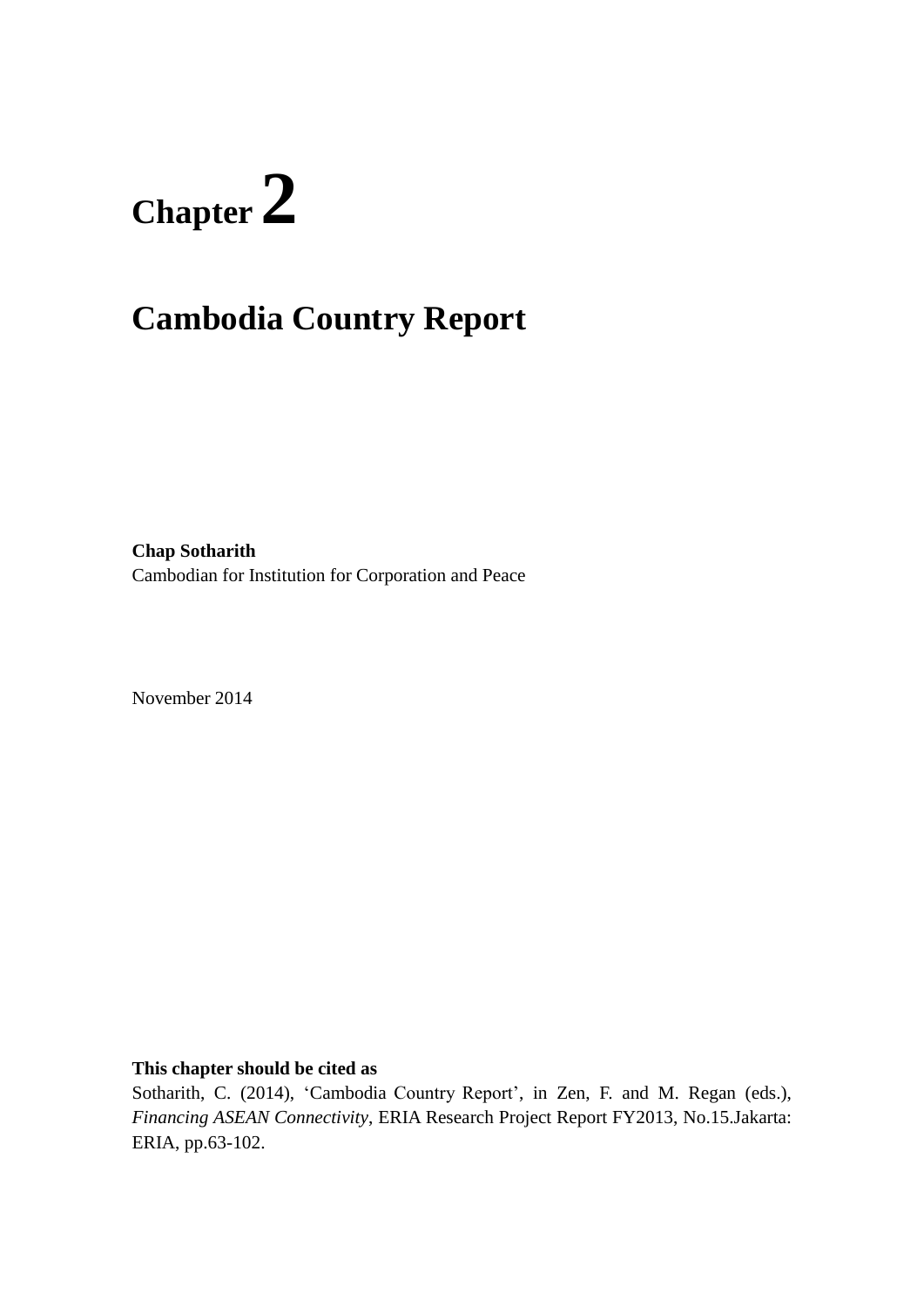# Chapter 2

## Cambodia Country Report

**Chap Sotharith**
Cambodian for Institution for Corporation and Peace

November 2014

**This chapter should be cited as**
Sotharith, C. (2014), 'Cambodia Country Report', in Zen, F. and M. Regan (eds.), *Financing ASEAN Connectivity*, ERIA Research Project Report FY2013, No.15.Jakarta: ERIA, pp.63-102.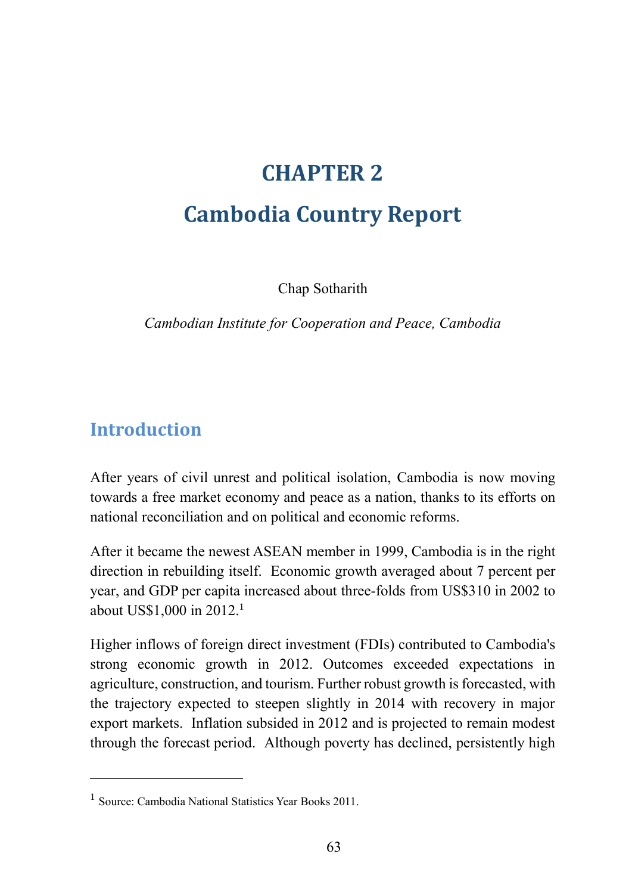# CHAPTER 2

# Cambodia Country Report

Chap Sotharith

*Cambodian Institute for Cooperation and Peace, Cambodia*

## Introduction

After years of civil unrest and political isolation, Cambodia is now moving towards a free market economy and peace as a nation, thanks to its efforts on national reconciliation and on political and economic reforms.

After it became the newest ASEAN member in 1999, Cambodia is in the right direction in rebuilding itself. Economic growth averaged about 7 percent per year, and GDP per capita increased about three-folds from US$310 in 2002 to about US$1,000 in 2012.[1]

Higher inflows of foreign direct investment (FDIs) contributed to Cambodia's strong economic growth in 2012. Outcomes exceeded expectations in agriculture, construction, and tourism. Further robust growth is forecasted, with the trajectory expected to steepen slightly in 2014 with recovery in major export markets. Inflation subsided in 2012 and is projected to remain modest through the forecast period. Although poverty has declined, persistently high

[1] Source: Cambodia National Statistics Year Books 2011.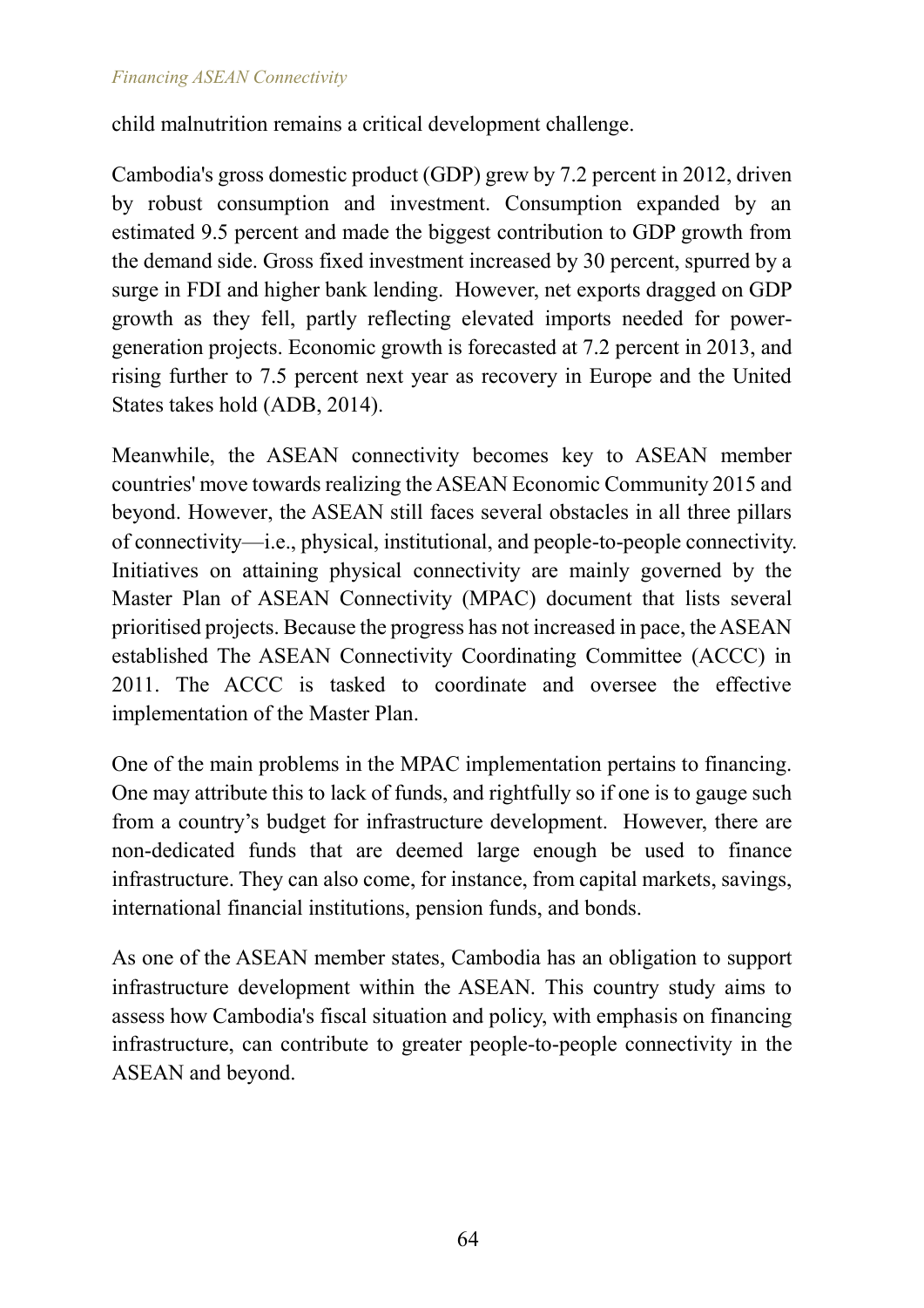child malnutrition remains a critical development challenge.

Cambodia's gross domestic product (GDP) grew by 7.2 percent in 2012, driven by robust consumption and investment. Consumption expanded by an estimated 9.5 percent and made the biggest contribution to GDP growth from the demand side. Gross fixed investment increased by 30 percent, spurred by a surge in FDI and higher bank lending. However, net exports dragged on GDP growth as they fell, partly reflecting elevated imports needed for power-generation projects. Economic growth is forecasted at 7.2 percent in 2013, and rising further to 7.5 percent next year as recovery in Europe and the United States takes hold (ADB, 2014).

Meanwhile, the ASEAN connectivity becomes key to ASEAN member countries' move towards realizing the ASEAN Economic Community 2015 and beyond. However, the ASEAN still faces several obstacles in all three pillars of connectivity—i.e., physical, institutional, and people-to-people connectivity. Initiatives on attaining physical connectivity are mainly governed by the Master Plan of ASEAN Connectivity (MPAC) document that lists several prioritised projects. Because the progress has not increased in pace, the ASEAN established The ASEAN Connectivity Coordinating Committee (ACCC) in 2011. The ACCC is tasked to coordinate and oversee the effective implementation of the Master Plan.

One of the main problems in the MPAC implementation pertains to financing. One may attribute this to lack of funds, and rightfully so if one is to gauge such from a country's budget for infrastructure development. However, there are non-dedicated funds that are deemed large enough be used to finance infrastructure. They can also come, for instance, from capital markets, savings, international financial institutions, pension funds, and bonds.

As one of the ASEAN member states, Cambodia has an obligation to support infrastructure development within the ASEAN. This country study aims to assess how Cambodia's fiscal situation and policy, with emphasis on financing infrastructure, can contribute to greater people-to-people connectivity in the ASEAN and beyond.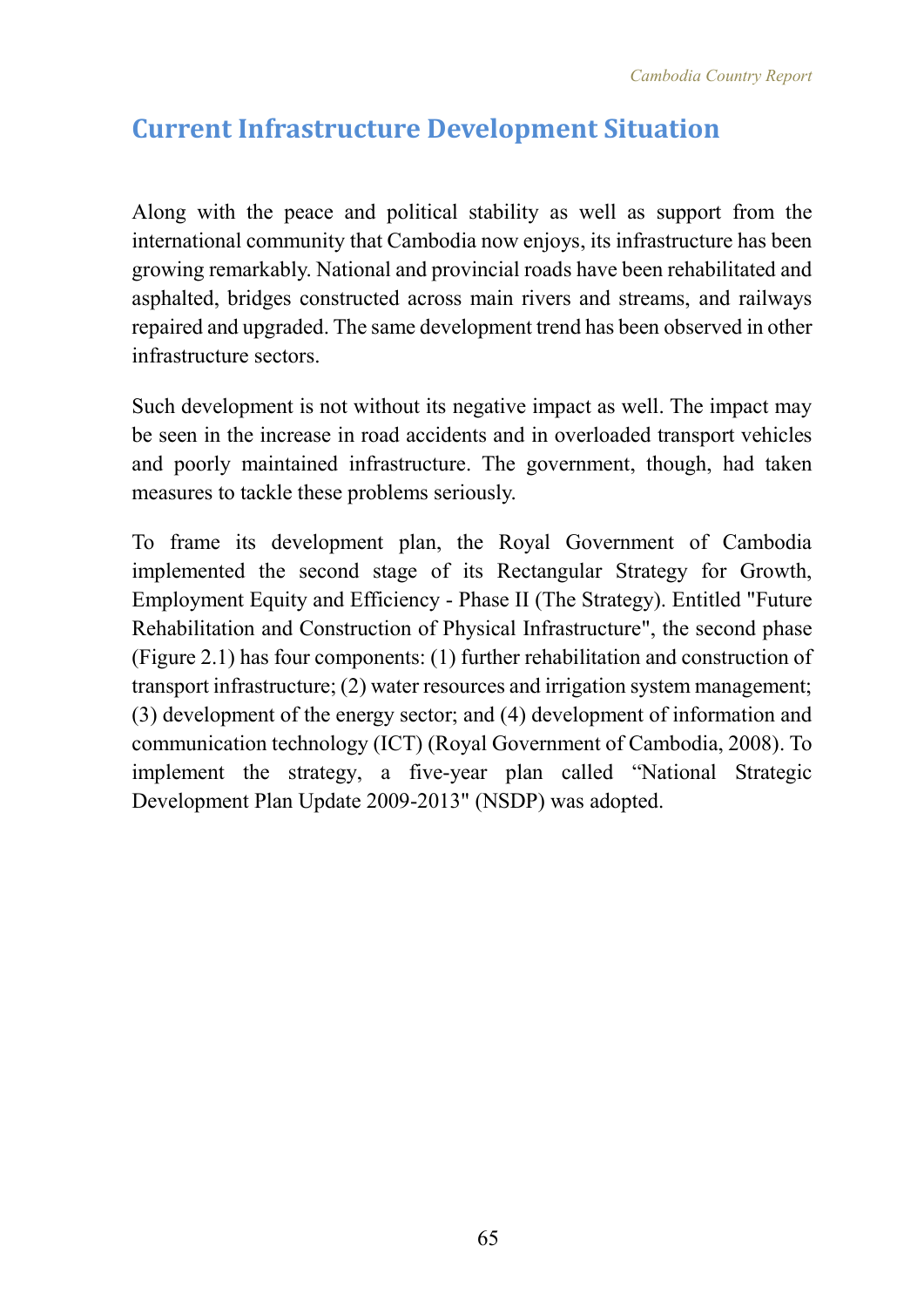## Current Infrastructure Development Situation

Along with the peace and political stability as well as support from the international community that Cambodia now enjoys, its infrastructure has been growing remarkably. National and provincial roads have been rehabilitated and asphalted, bridges constructed across main rivers and streams, and railways repaired and upgraded. The same development trend has been observed in other infrastructure sectors.

Such development is not without its negative impact as well. The impact may be seen in the increase in road accidents and in overloaded transport vehicles and poorly maintained infrastructure. The government, though, had taken measures to tackle these problems seriously.

To frame its development plan, the Royal Government of Cambodia implemented the second stage of its Rectangular Strategy for Growth, Employment Equity and Efficiency - Phase II (The Strategy). Entitled "Future Rehabilitation and Construction of Physical Infrastructure", the second phase (Figure 2.1) has four components: (1) further rehabilitation and construction of transport infrastructure; (2) water resources and irrigation system management; (3) development of the energy sector; and (4) development of information and communication technology (ICT) (Royal Government of Cambodia, 2008). To implement the strategy, a five-year plan called "National Strategic Development Plan Update 2009-2013" (NSDP) was adopted.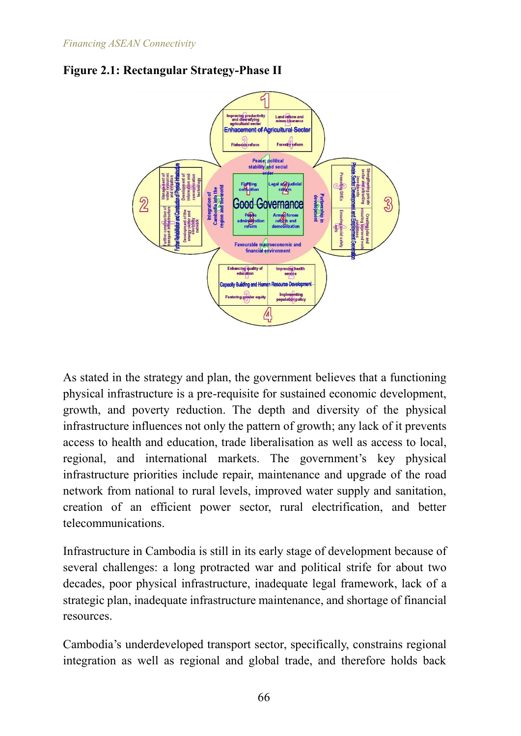**Figure 2.1: Rectangular Strategy-Phase II**

As stated in the strategy and plan, the government believes that a functioning physical infrastructure is a pre-requisite for sustained economic development, growth, and poverty reduction. The depth and diversity of the physical infrastructure influences not only the pattern of growth; any lack of it prevents access to health and education, trade liberalisation as well as access to local, regional, and international markets. The government's key physical infrastructure priorities include repair, maintenance and upgrade of the road network from national to rural levels, improved water supply and sanitation, creation of an efficient power sector, rural electrification, and better telecommunications.

Infrastructure in Cambodia is still in its early stage of development because of several challenges: a long protracted war and political strife for about two decades, poor physical infrastructure, inadequate legal framework, lack of a strategic plan, inadequate infrastructure maintenance, and shortage of financial resources.

Cambodia's underdeveloped transport sector, specifically, constrains regional integration as well as regional and global trade, and therefore holds back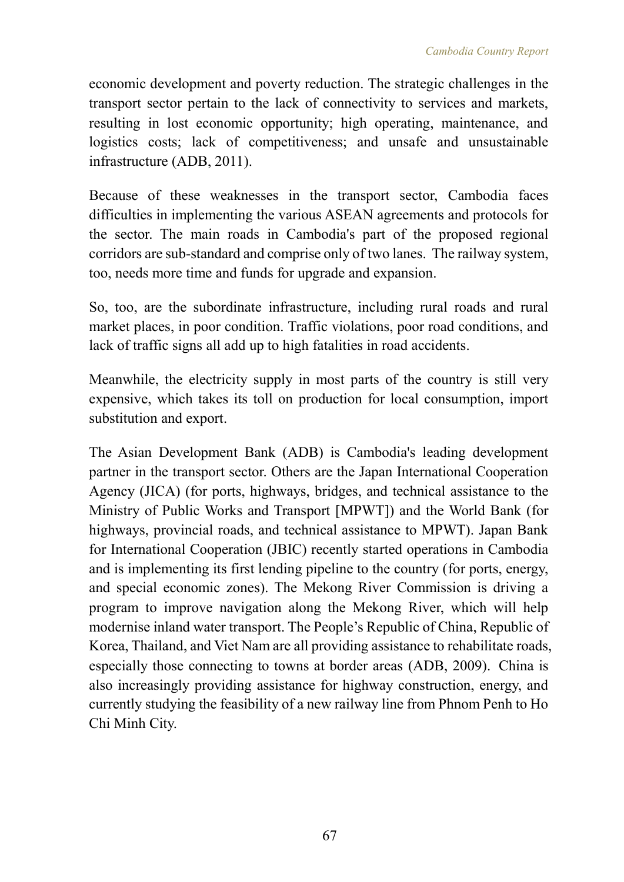economic development and poverty reduction. The strategic challenges in the transport sector pertain to the lack of connectivity to services and markets, resulting in lost economic opportunity; high operating, maintenance, and logistics costs; lack of competitiveness; and unsafe and unsustainable infrastructure (ADB, 2011).

Because of these weaknesses in the transport sector, Cambodia faces difficulties in implementing the various ASEAN agreements and protocols for the sector. The main roads in Cambodia's part of the proposed regional corridors are sub-standard and comprise only of two lanes. The railway system, too, needs more time and funds for upgrade and expansion.

So, too, are the subordinate infrastructure, including rural roads and rural market places, in poor condition. Traffic violations, poor road conditions, and lack of traffic signs all add up to high fatalities in road accidents.

Meanwhile, the electricity supply in most parts of the country is still very expensive, which takes its toll on production for local consumption, import substitution and export.

The Asian Development Bank (ADB) is Cambodia's leading development partner in the transport sector. Others are the Japan International Cooperation Agency (JICA) (for ports, highways, bridges, and technical assistance to the Ministry of Public Works and Transport [MPWT]) and the World Bank (for highways, provincial roads, and technical assistance to MPWT). Japan Bank for International Cooperation (JBIC) recently started operations in Cambodia and is implementing its first lending pipeline to the country (for ports, energy, and special economic zones). The Mekong River Commission is driving a program to improve navigation along the Mekong River, which will help modernise inland water transport. The People's Republic of China, Republic of Korea, Thailand, and Viet Nam are all providing assistance to rehabilitate roads, especially those connecting to towns at border areas (ADB, 2009). China is also increasingly providing assistance for highway construction, energy, and currently studying the feasibility of a new railway line from Phnom Penh to Ho Chi Minh City.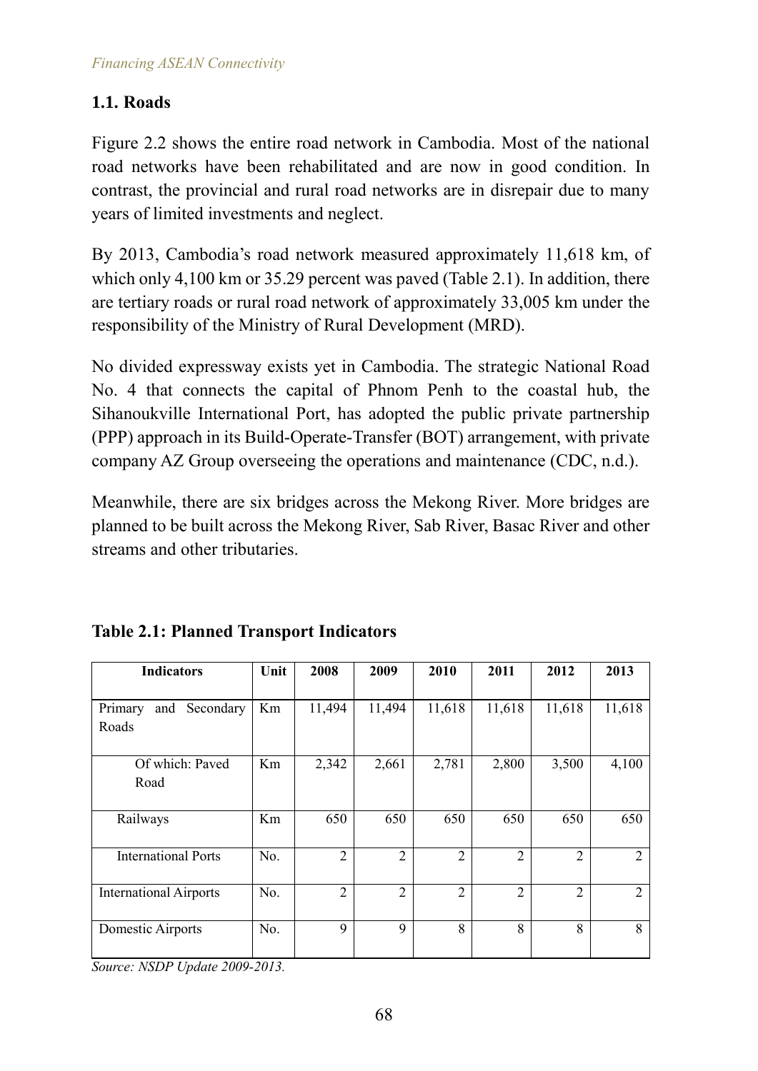### 1.1. Roads

Figure 2.2 shows the entire road network in Cambodia. Most of the national road networks have been rehabilitated and are now in good condition. In contrast, the provincial and rural road networks are in disrepair due to many years of limited investments and neglect.

By 2013, Cambodia's road network measured approximately 11,618 km, of which only 4,100 km or 35.29 percent was paved (Table 2.1). In addition, there are tertiary roads or rural road network of approximately 33,005 km under the responsibility of the Ministry of Rural Development (MRD).

No divided expressway exists yet in Cambodia. The strategic National Road No. 4 that connects the capital of Phnom Penh to the coastal hub, the Sihanoukville International Port, has adopted the public private partnership (PPP) approach in its Build-Operate-Transfer (BOT) arrangement, with private company AZ Group overseeing the operations and maintenance (CDC, n.d.).

Meanwhile, there are six bridges across the Mekong River. More bridges are planned to be built across the Mekong River, Sab River, Basac River and other streams and other tributaries.

**Table 2.1: Planned Transport Indicators**

| Indicators | Unit | 2008 | 2009 | 2010 | 2011 | 2012 | 2013 |
|---|---|---|---|---|---|---|---|
| Primary and Secondary Roads | Km | 11,494 | 11,494 | 11,618 | 11,618 | 11,618 | 11,618 |
| Of which: Paved Road | Km | 2,342 | 2,661 | 2,781 | 2,800 | 3,500 | 4,100 |
| Railways | Km | 650 | 650 | 650 | 650 | 650 | 650 |
| International Ports | No. | 2 | 2 | 2 | 2 | 2 | 2 |
| International Airports | No. | 2 | 2 | 2 | 2 | 2 | 2 |
| Domestic Airports | No. | 9 | 9 | 8 | 8 | 8 | 8 |

*Source: NSDP Update 2009-2013.*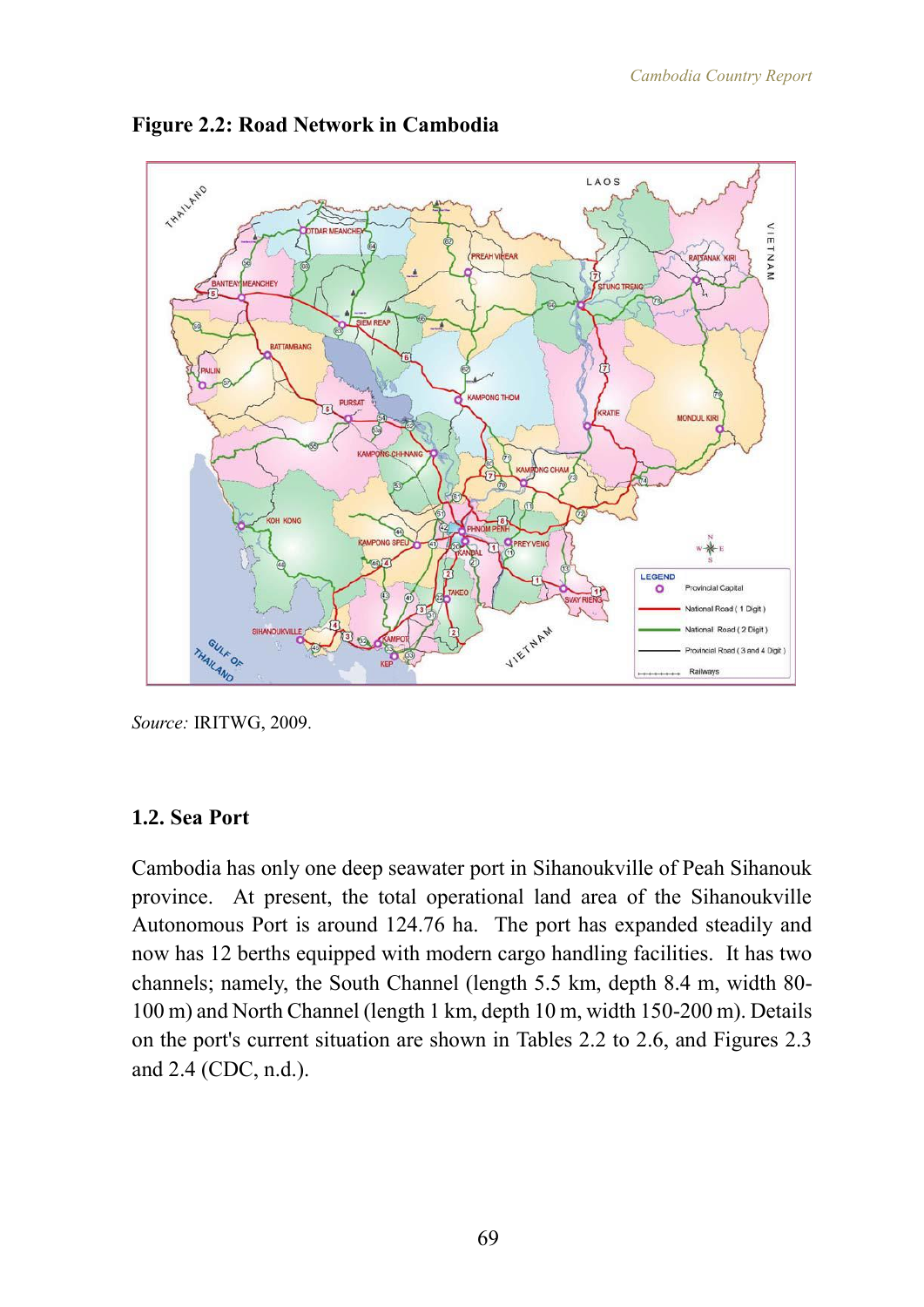**Figure 2.2: Road Network in Cambodia**

*Source:* IRITWG, 2009.

### 1.2. Sea Port

Cambodia has only one deep seawater port in Sihanoukville of Peah Sihanouk province. At present, the total operational land area of the Sihanoukville Autonomous Port is around 124.76 ha. The port has expanded steadily and now has 12 berths equipped with modern cargo handling facilities. It has two channels; namely, the South Channel (length 5.5 km, depth 8.4 m, width 80-100 m) and North Channel (length 1 km, depth 10 m, width 150-200 m). Details on the port's current situation are shown in Tables 2.2 to 2.6, and Figures 2.3 and 2.4 (CDC, n.d.).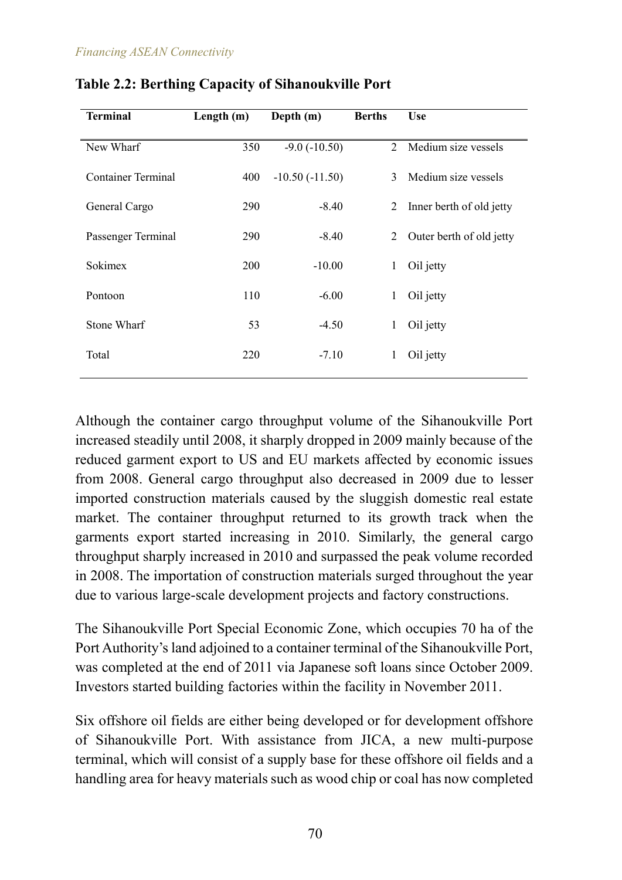**Table 2.2: Berthing Capacity of Sihanoukville Port**

| Terminal | Length (m) | Depth (m) | Berths | Use |
|---|---|---|---|---|
| New Wharf | 350 | -9.0 (-10.50) | 2 | Medium size vessels |
| Container Terminal | 400 | -10.50 (-11.50) | 3 | Medium size vessels |
| General Cargo | 290 | -8.40 | 2 | Inner berth of old jetty |
| Passenger Terminal | 290 | -8.40 | 2 | Outer berth of old jetty |
| Sokimex | 200 | -10.00 | 1 | Oil jetty |
| Pontoon | 110 | -6.00 | 1 | Oil jetty |
| Stone Wharf | 53 | -4.50 | 1 | Oil jetty |
| Total | 220 | -7.10 | 1 | Oil jetty |

Although the container cargo throughput volume of the Sihanoukville Port increased steadily until 2008, it sharply dropped in 2009 mainly because of the reduced garment export to US and EU markets affected by economic issues from 2008. General cargo throughput also decreased in 2009 due to lesser imported construction materials caused by the sluggish domestic real estate market. The container throughput returned to its growth track when the garments export started increasing in 2010. Similarly, the general cargo throughput sharply increased in 2010 and surpassed the peak volume recorded in 2008. The importation of construction materials surged throughout the year due to various large-scale development projects and factory constructions.

The Sihanoukville Port Special Economic Zone, which occupies 70 ha of the Port Authority's land adjoined to a container terminal of the Sihanoukville Port, was completed at the end of 2011 via Japanese soft loans since October 2009. Investors started building factories within the facility in November 2011.

Six offshore oil fields are either being developed or for development offshore of Sihanoukville Port. With assistance from JICA, a new multi-purpose terminal, which will consist of a supply base for these offshore oil fields and a handling area for heavy materials such as wood chip or coal has now completed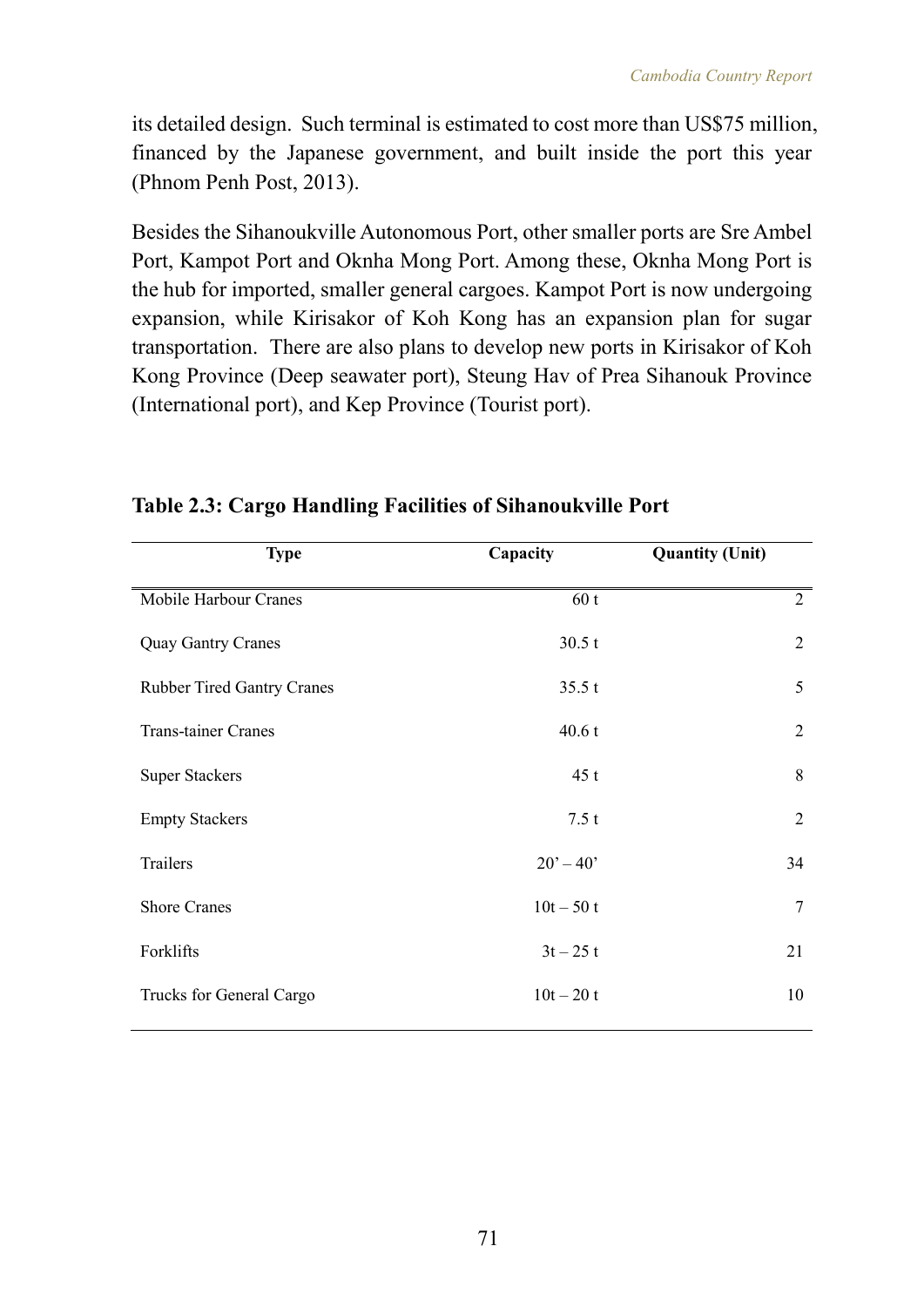its detailed design. Such terminal is estimated to cost more than US$75 million, financed by the Japanese government, and built inside the port this year (Phnom Penh Post, 2013).

Besides the Sihanoukville Autonomous Port, other smaller ports are Sre Ambel Port, Kampot Port and Oknha Mong Port. Among these, Oknha Mong Port is the hub for imported, smaller general cargoes. Kampot Port is now undergoing expansion, while Kirisakor of Koh Kong has an expansion plan for sugar transportation. There are also plans to develop new ports in Kirisakor of Koh Kong Province (Deep seawater port), Steung Hav of Prea Sihanouk Province (International port), and Kep Province (Tourist port).

**Table 2.3: Cargo Handling Facilities of Sihanoukville Port**

| Type | Capacity | Quantity (Unit) |
|---|---|---|
| Mobile Harbour Cranes | 60 t | 2 |
| Quay Gantry Cranes | 30.5 t | 2 |
| Rubber Tired Gantry Cranes | 35.5 t | 5 |
| Trans-tainer Cranes | 40.6 t | 2 |
| Super Stackers | 45 t | 8 |
| Empty Stackers | 7.5 t | 2 |
| Trailers | 20’ – 40’ | 34 |
| Shore Cranes | 10t – 50 t | 7 |
| Forklifts | 3t – 25 t | 21 |
| Trucks for General Cargo | 10t – 20 t | 10 |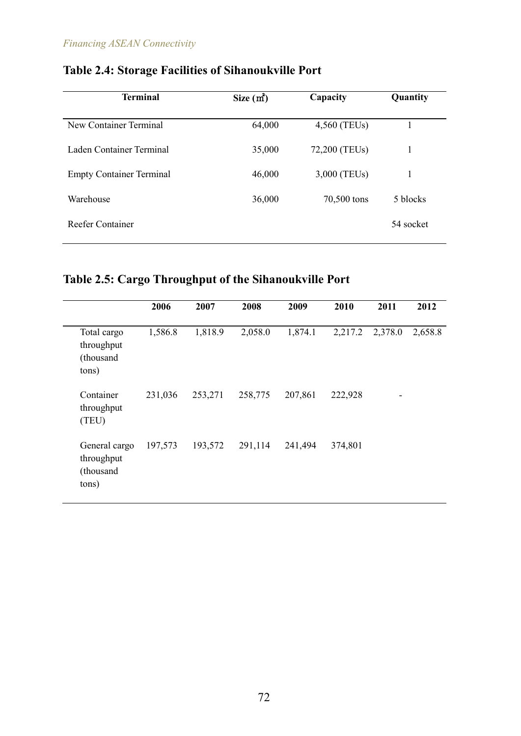## Table 2.4: Storage Facilities of Sihanoukville Port

| Terminal | Size (㎡) | Capacity | Quantity |
|---|---|---|---|
| New Container Terminal | 64,000 | 4,560 (TEUs) | 1 |
| Laden Container Terminal | 35,000 | 72,200 (TEUs) | 1 |
| Empty Container Terminal | 46,000 | 3,000 (TEUs) | 1 |
| Warehouse | 36,000 | 70,500 tons | 5 blocks |
| Reefer Container | | | 54 socket |

## Table 2.5: Cargo Throughput of the Sihanoukville Port

| | 2006 | 2007 | 2008 | 2009 | 2010 | 2011 | 2012 |
|---|---|---|---|---|---|---|---|
| Total cargo throughput (thousand tons) | 1,586.8 | 1,818.9 | 2,058.0 | 1,874.1 | 2,217.2 | 2,378.0 | 2,658.8 |
| Container throughput (TEU) | 231,036 | 253,271 | 258,775 | 207,861 | 222,928 | - | |
| General cargo throughput (thousand tons) | 197,573 | 193,572 | 291,114 | 241,494 | 374,801 | | |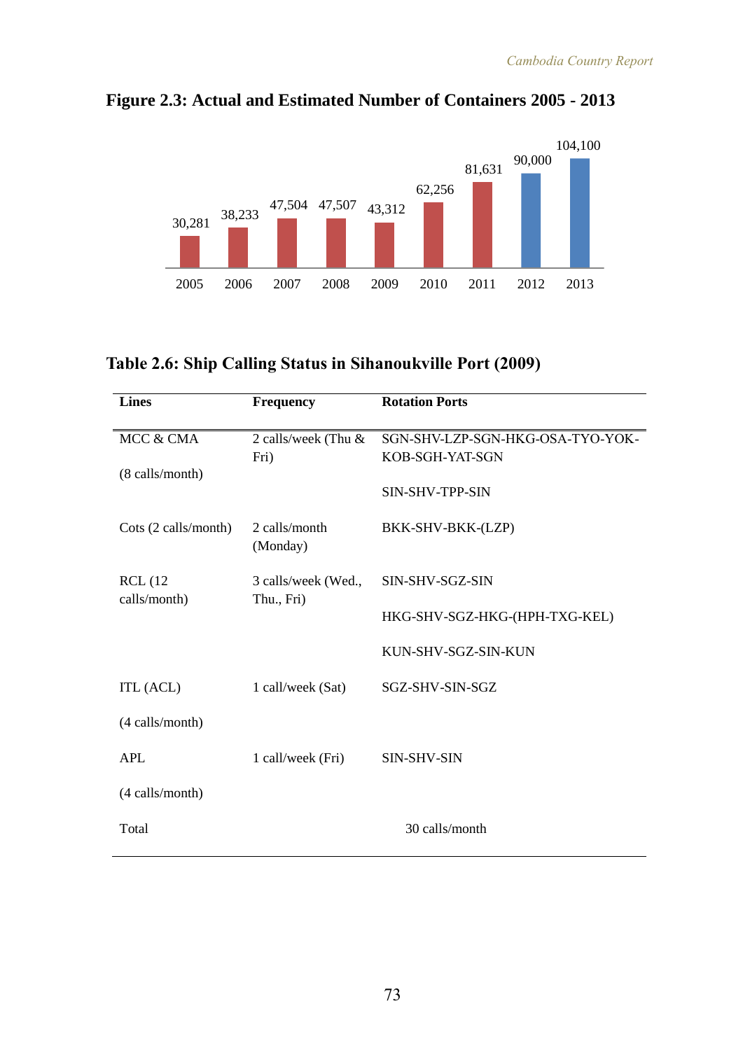**Figure 2.3: Actual and Estimated Number of Containers 2005 - 2013**

| Year | Containers |
|---|---|
| 2005 | 30,281 |
| 2006 | 38,233 |
| 2007 | 47,504 |
| 2008 | 47,507 |
| 2009 | 43,312 |
| 2010 | 62,256 |
| 2011 | 81,631 |
| 2012 | 90,000 |
| 2013 | 104,100 |

**Table 2.6: Ship Calling Status in Sihanoukville Port (2009)**

| Lines | Frequency | Rotation Ports |
|---|---|---|
| MCC & CMA (8 calls/month) | 2 calls/week (Thu & Fri) | SGN-SHV-LZP-SGN-HKG-OSA-TYO-YOK-KOB-SGH-YAT-SGN |
| | | SIN-SHV-TPP-SIN |
| Cots (2 calls/month) | 2 calls/month (Monday) | BKK-SHV-BKK-(LZP) |
| RCL (12 calls/month) | 3 calls/week (Wed., Thu., Fri) | SIN-SHV-SGZ-SIN |
| | | HKG-SHV-SGZ-HKG-(HPH-TXG-KEL) |
| | | KUN-SHV-SGZ-SIN-KUN |
| ITL (ACL) (4 calls/month) | 1 call/week (Sat) | SGZ-SHV-SIN-SGZ |
| APL (4 calls/month) | 1 call/week (Fri) | SIN-SHV-SIN |
| Total | 30 calls/month | |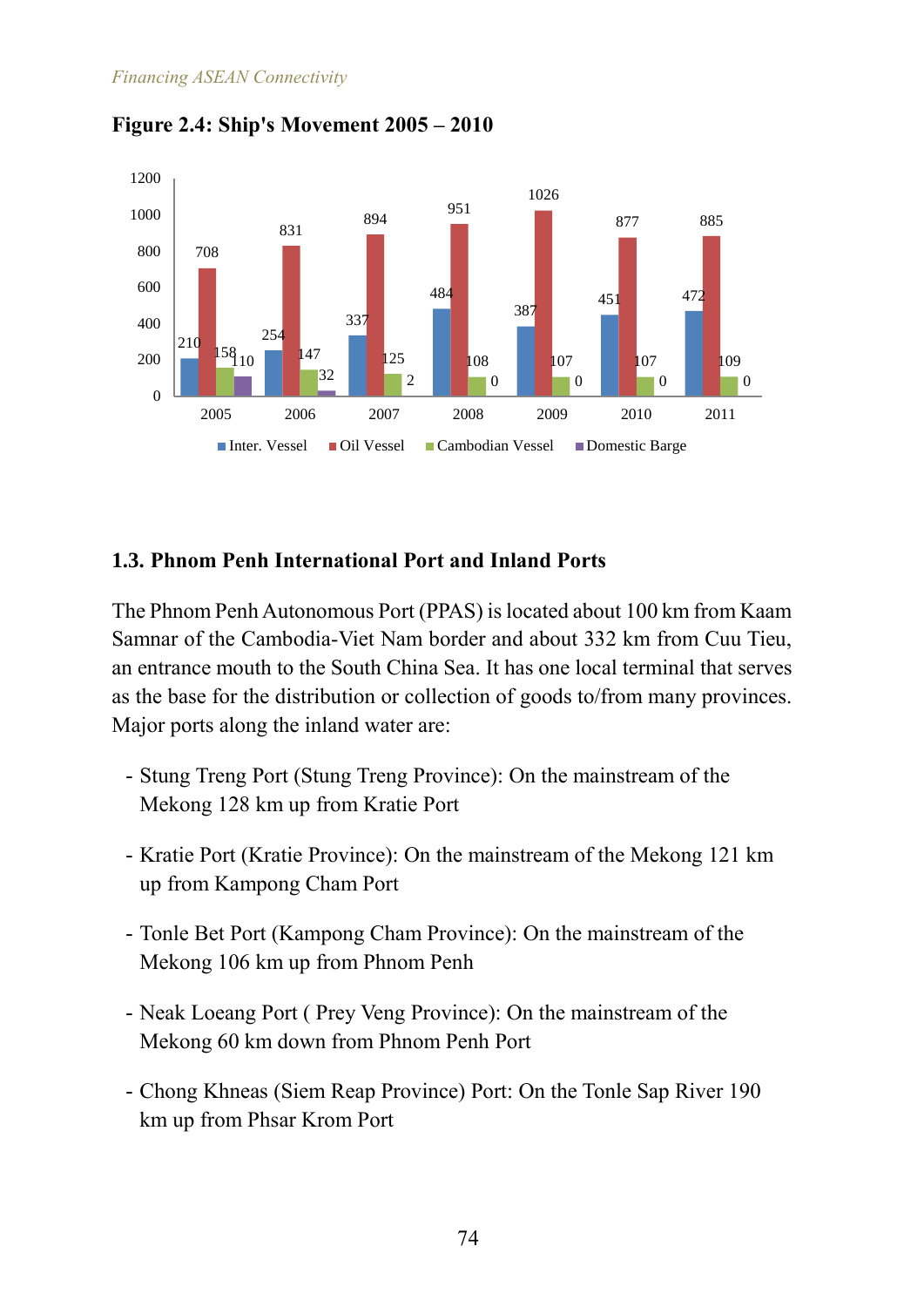**Figure 2.4: Ship's Movement 2005 – 2010**

| Year | Inter. Vessel | Oil Vessel | Cambodian Vessel | Domestic Barge |
|---|---|---|---|---|
| 2005 | 210 | 708 | 158 | 110 |
| 2006 | 254 | 831 | 147 | 32 |
| 2007 | 337 | 894 | 125 | 2 |
| 2008 | 484 | 951 | 108 | 0 |
| 2009 | 387 | 1026 | 107 | 0 |
| 2010 | 451 | 877 | 107 | 0 |
| 2011 | 472 | 885 | 109 | 0 |

## 1.3. Phnom Penh International Port and Inland Ports

The Phnom Penh Autonomous Port (PPAS) is located about 100 km from Kaam Samnar of the Cambodia-Viet Nam border and about 332 km from Cuu Tieu, an entrance mouth to the South China Sea. It has one local terminal that serves as the base for the distribution or collection of goods to/from many provinces. Major ports along the inland water are:

- Stung Treng Port (Stung Treng Province): On the mainstream of the Mekong 128 km up from Kratie Port
- Kratie Port (Kratie Province): On the mainstream of the Mekong 121 km up from Kampong Cham Port
- Tonle Bet Port (Kampong Cham Province): On the mainstream of the Mekong 106 km up from Phnom Penh
- Neak Loeang Port ( Prey Veng Province): On the mainstream of the Mekong 60 km down from Phnom Penh Port
- Chong Khneas (Siem Reap Province) Port: On the Tonle Sap River 190 km up from Phsar Krom Port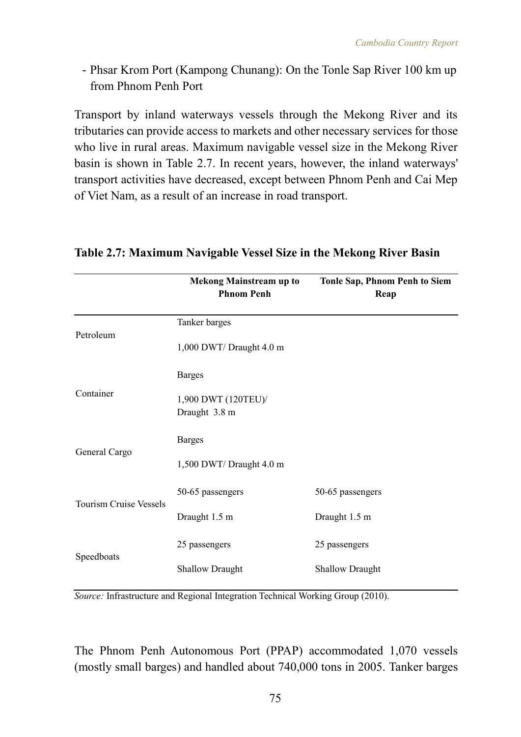- Phsar Krom Port (Kampong Chunang): On the Tonle Sap River 100 km up from Phnom Penh Port

Transport by inland waterways vessels through the Mekong River and its tributaries can provide access to markets and other necessary services for those who live in rural areas. Maximum navigable vessel size in the Mekong River basin is shown in Table 2.7. In recent years, however, the inland waterways' transport activities have decreased, except between Phnom Penh and Cai Mep of Viet Nam, as a result of an increase in road transport.

**Table 2.7: Maximum Navigable Vessel Size in the Mekong River Basin**

| | Mekong Mainstream up to Phnom Penh | Tonle Sap, Phnom Penh to Siem Reap |
|---|---|---|
| Petroleum | Tanker barges<br>1,000 DWT/ Draught 4.0 m | |
| Container | Barges<br>1,900 DWT (120TEU)/ Draught 3.8 m | |
| General Cargo | Barges<br>1,500 DWT/ Draught 4.0 m | |
| Tourism Cruise Vessels | 50-65 passengers<br>Draught 1.5 m | 50-65 passengers<br>Draught 1.5 m |
| Speedboats | 25 passengers<br>Shallow Draught | 25 passengers<br>Shallow Draught |

*Source:* Infrastructure and Regional Integration Technical Working Group (2010).

The Phnom Penh Autonomous Port (PPAP) accommodated 1,070 vessels (mostly small barges) and handled about 740,000 tons in 2005. Tanker barges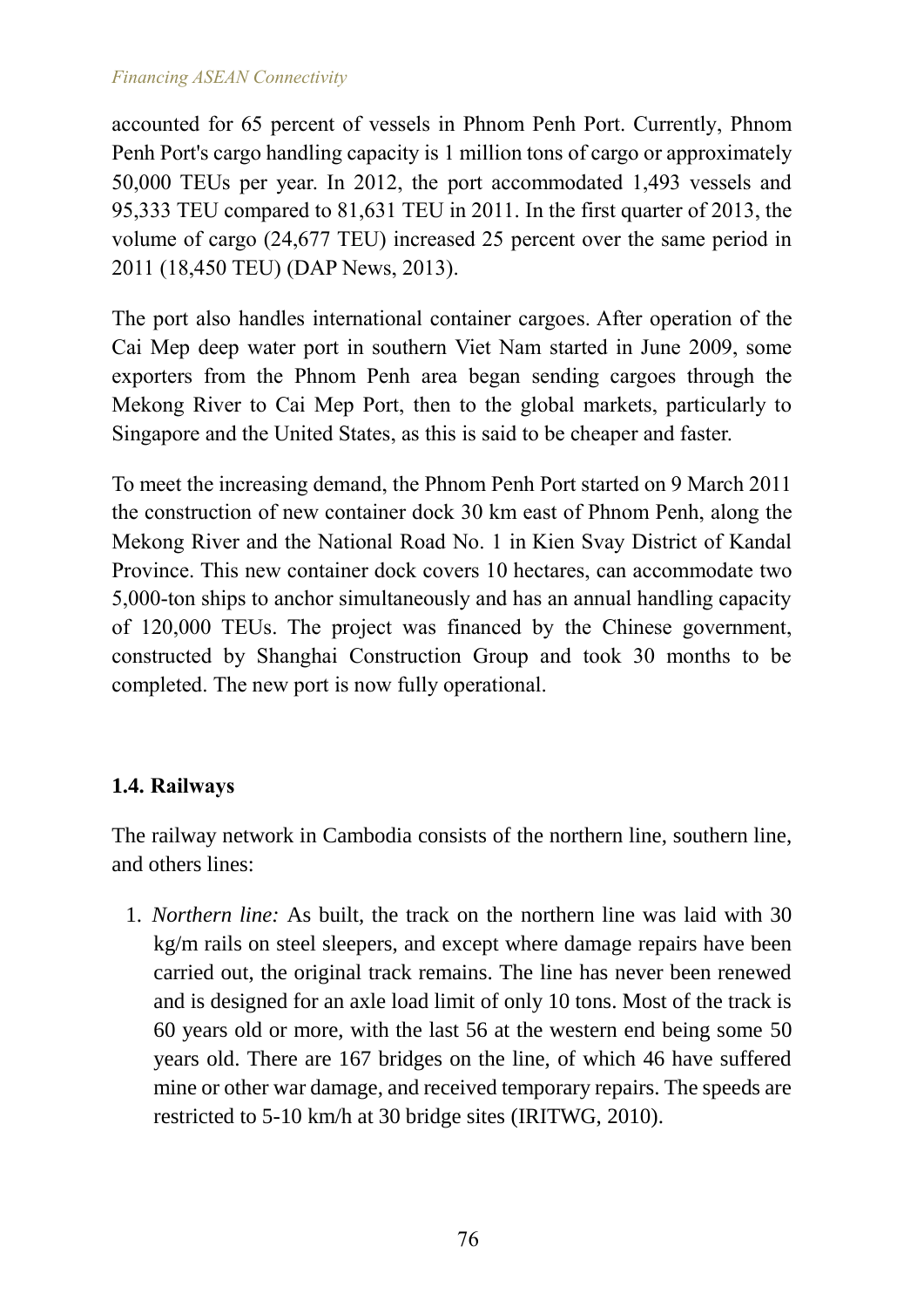accounted for 65 percent of vessels in Phnom Penh Port. Currently, Phnom Penh Port's cargo handling capacity is 1 million tons of cargo or approximately 50,000 TEUs per year. In 2012, the port accommodated 1,493 vessels and 95,333 TEU compared to 81,631 TEU in 2011. In the first quarter of 2013, the volume of cargo (24,677 TEU) increased 25 percent over the same period in 2011 (18,450 TEU) (DAP News, 2013).

The port also handles international container cargoes. After operation of the Cai Mep deep water port in southern Viet Nam started in June 2009, some exporters from the Phnom Penh area began sending cargoes through the Mekong River to Cai Mep Port, then to the global markets, particularly to Singapore and the United States, as this is said to be cheaper and faster.

To meet the increasing demand, the Phnom Penh Port started on 9 March 2011 the construction of new container dock 30 km east of Phnom Penh, along the Mekong River and the National Road No. 1 in Kien Svay District of Kandal Province. This new container dock covers 10 hectares, can accommodate two 5,000-ton ships to anchor simultaneously and has an annual handling capacity of 120,000 TEUs. The project was financed by the Chinese government, constructed by Shanghai Construction Group and took 30 months to be completed. The new port is now fully operational.

### 1.4. Railways

The railway network in Cambodia consists of the northern line, southern line, and others lines:

1. *Northern line:* As built, the track on the northern line was laid with 30 kg/m rails on steel sleepers, and except where damage repairs have been carried out, the original track remains. The line has never been renewed and is designed for an axle load limit of only 10 tons. Most of the track is 60 years old or more, with the last 56 at the western end being some 50 years old. There are 167 bridges on the line, of which 46 have suffered mine or other war damage, and received temporary repairs. The speeds are restricted to 5-10 km/h at 30 bridge sites (IRITWG, 2010).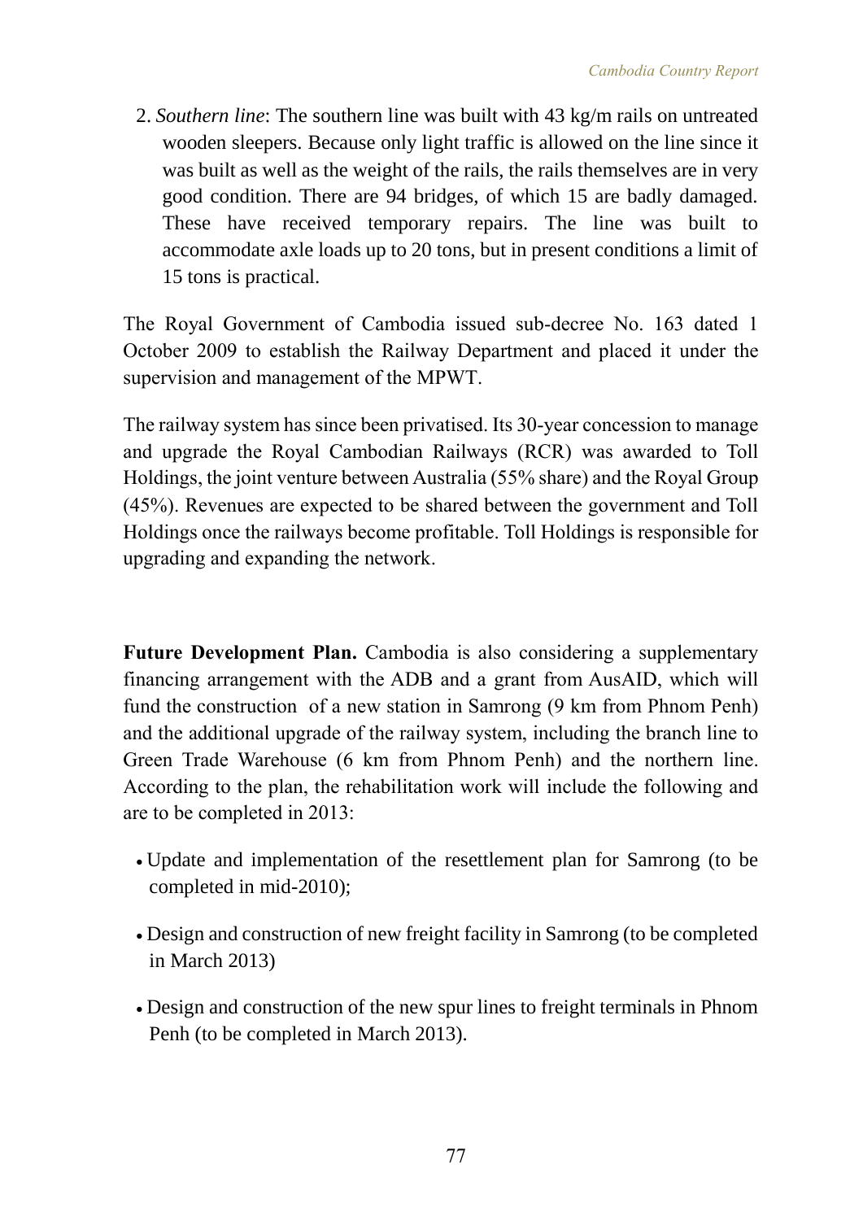2. *Southern line*: The southern line was built with 43 kg/m rails on untreated wooden sleepers. Because only light traffic is allowed on the line since it was built as well as the weight of the rails, the rails themselves are in very good condition. There are 94 bridges, of which 15 are badly damaged. These have received temporary repairs. The line was built to accommodate axle loads up to 20 tons, but in present conditions a limit of 15 tons is practical.

The Royal Government of Cambodia issued sub-decree No. 163 dated 1 October 2009 to establish the Railway Department and placed it under the supervision and management of the MPWT.

The railway system has since been privatised. Its 30-year concession to manage and upgrade the Royal Cambodian Railways (RCR) was awarded to Toll Holdings, the joint venture between Australia (55% share) and the Royal Group (45%). Revenues are expected to be shared between the government and Toll Holdings once the railways become profitable. Toll Holdings is responsible for upgrading and expanding the network.

**Future Development Plan.** Cambodia is also considering a supplementary financing arrangement with the ADB and a grant from AusAID, which will fund the construction of a new station in Samrong (9 km from Phnom Penh) and the additional upgrade of the railway system, including the branch line to Green Trade Warehouse (6 km from Phnom Penh) and the northern line. According to the plan, the rehabilitation work will include the following and are to be completed in 2013:

- Update and implementation of the resettlement plan for Samrong (to be completed in mid-2010);
- Design and construction of new freight facility in Samrong (to be completed in March 2013)
- Design and construction of the new spur lines to freight terminals in Phnom Penh (to be completed in March 2013).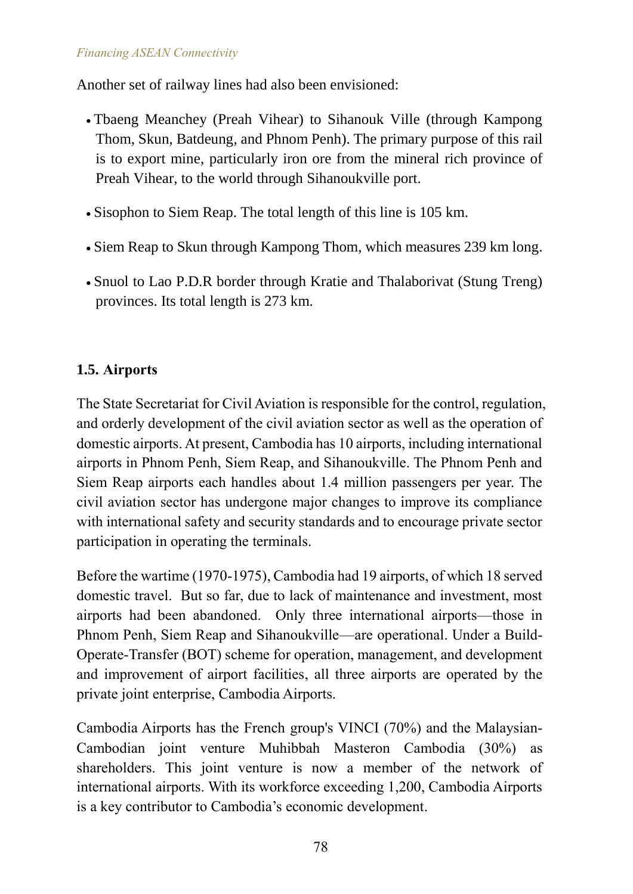Another set of railway lines had also been envisioned:

- Tbaeng Meanchey (Preah Vihear) to Sihanouk Ville (through Kampong Thom, Skun, Batdeung, and Phnom Penh). The primary purpose of this rail is to export mine, particularly iron ore from the mineral rich province of Preah Vihear, to the world through Sihanoukville port.
- Sisophon to Siem Reap. The total length of this line is 105 km.
- Siem Reap to Skun through Kampong Thom, which measures 239 km long.
- Snuol to Lao P.D.R border through Kratie and Thalaborivat (Stung Treng) provinces. Its total length is 273 km.

### 1.5. Airports

The State Secretariat for Civil Aviation is responsible for the control, regulation, and orderly development of the civil aviation sector as well as the operation of domestic airports. At present, Cambodia has 10 airports, including international airports in Phnom Penh, Siem Reap, and Sihanoukville. The Phnom Penh and Siem Reap airports each handles about 1.4 million passengers per year. The civil aviation sector has undergone major changes to improve its compliance with international safety and security standards and to encourage private sector participation in operating the terminals.

Before the wartime (1970-1975), Cambodia had 19 airports, of which 18 served domestic travel. But so far, due to lack of maintenance and investment, most airports had been abandoned. Only three international airports—those in Phnom Penh, Siem Reap and Sihanoukville—are operational. Under a Build-Operate-Transfer (BOT) scheme for operation, management, and development and improvement of airport facilities, all three airports are operated by the private joint enterprise, Cambodia Airports.

Cambodia Airports has the French group's VINCI (70%) and the Malaysian-Cambodian joint venture Muhibbah Masteron Cambodia (30%) as shareholders. This joint venture is now a member of the network of international airports. With its workforce exceeding 1,200, Cambodia Airports is a key contributor to Cambodia's economic development.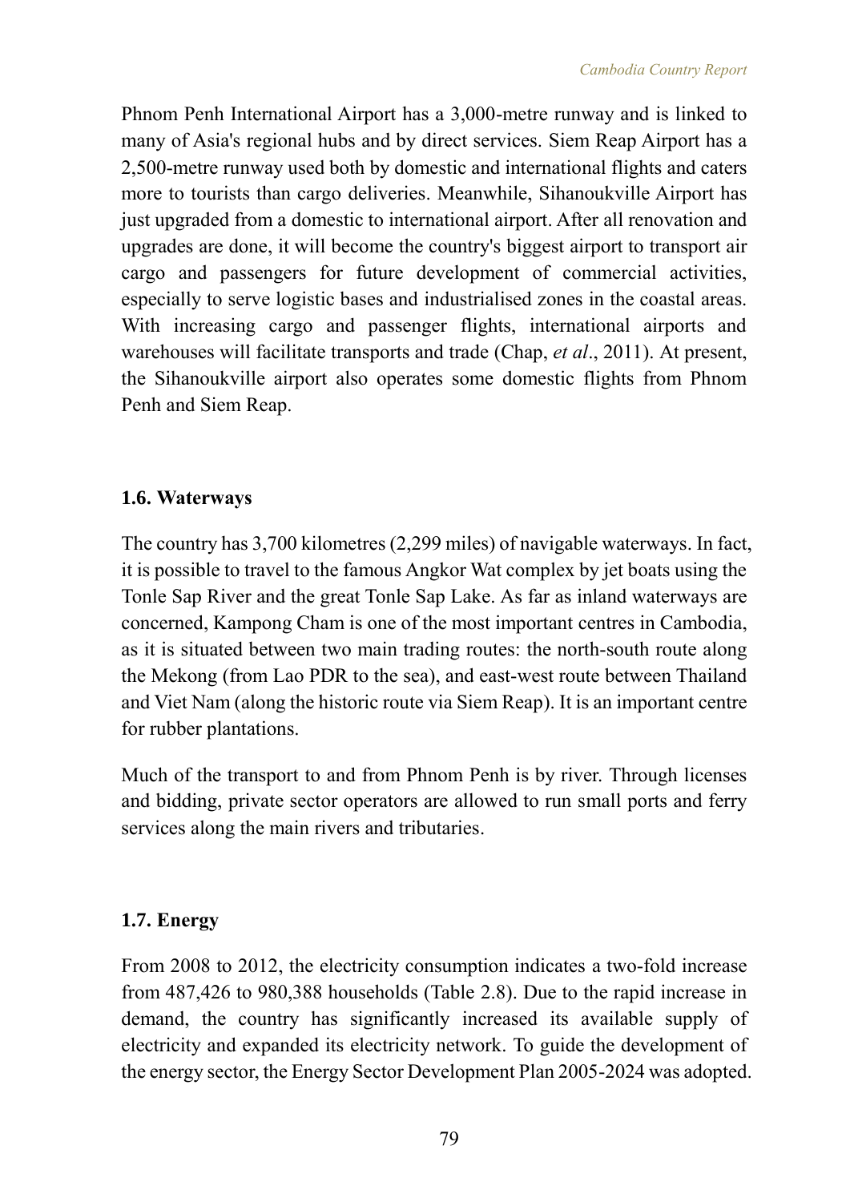Phnom Penh International Airport has a 3,000-metre runway and is linked to many of Asia's regional hubs and by direct services. Siem Reap Airport has a 2,500-metre runway used both by domestic and international flights and caters more to tourists than cargo deliveries. Meanwhile, Sihanoukville Airport has just upgraded from a domestic to international airport. After all renovation and upgrades are done, it will become the country's biggest airport to transport air cargo and passengers for future development of commercial activities, especially to serve logistic bases and industrialised zones in the coastal areas. With increasing cargo and passenger flights, international airports and warehouses will facilitate transports and trade (Chap, *et al*., 2011). At present, the Sihanoukville airport also operates some domestic flights from Phnom Penh and Siem Reap.

### 1.6. Waterways

The country has 3,700 kilometres (2,299 miles) of navigable waterways. In fact, it is possible to travel to the famous Angkor Wat complex by jet boats using the Tonle Sap River and the great Tonle Sap Lake. As far as inland waterways are concerned, Kampong Cham is one of the most important centres in Cambodia, as it is situated between two main trading routes: the north-south route along the Mekong (from Lao PDR to the sea), and east-west route between Thailand and Viet Nam (along the historic route via Siem Reap). It is an important centre for rubber plantations.

Much of the transport to and from Phnom Penh is by river. Through licenses and bidding, private sector operators are allowed to run small ports and ferry services along the main rivers and tributaries.

### 1.7. Energy

From 2008 to 2012, the electricity consumption indicates a two-fold increase from 487,426 to 980,388 households (Table 2.8). Due to the rapid increase in demand, the country has significantly increased its available supply of electricity and expanded its electricity network. To guide the development of the energy sector, the Energy Sector Development Plan 2005-2024 was adopted.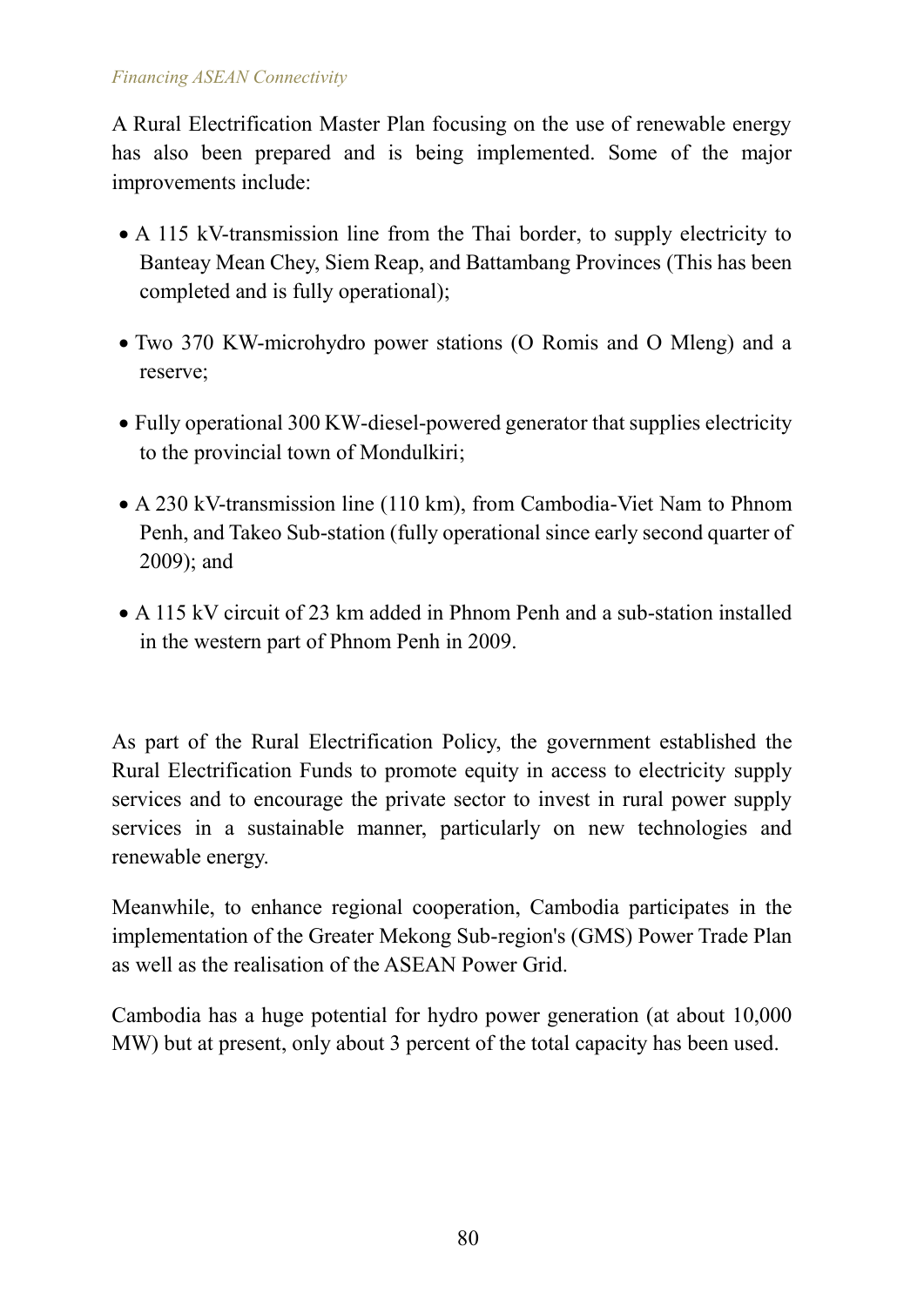A Rural Electrification Master Plan focusing on the use of renewable energy has also been prepared and is being implemented. Some of the major improvements include:

- A 115 kV-transmission line from the Thai border, to supply electricity to Banteay Mean Chey, Siem Reap, and Battambang Provinces (This has been completed and is fully operational);
- Two 370 KW-microhydro power stations (O Romis and O Mleng) and a reserve;
- Fully operational 300 KW-diesel-powered generator that supplies electricity to the provincial town of Mondulkiri;
- A 230 kV-transmission line (110 km), from Cambodia-Viet Nam to Phnom Penh, and Takeo Sub-station (fully operational since early second quarter of 2009); and
- A 115 kV circuit of 23 km added in Phnom Penh and a sub-station installed in the western part of Phnom Penh in 2009.

As part of the Rural Electrification Policy, the government established the Rural Electrification Funds to promote equity in access to electricity supply services and to encourage the private sector to invest in rural power supply services in a sustainable manner, particularly on new technologies and renewable energy.

Meanwhile, to enhance regional cooperation, Cambodia participates in the implementation of the Greater Mekong Sub-region's (GMS) Power Trade Plan as well as the realisation of the ASEAN Power Grid.

Cambodia has a huge potential for hydro power generation (at about 10,000 MW) but at present, only about 3 percent of the total capacity has been used.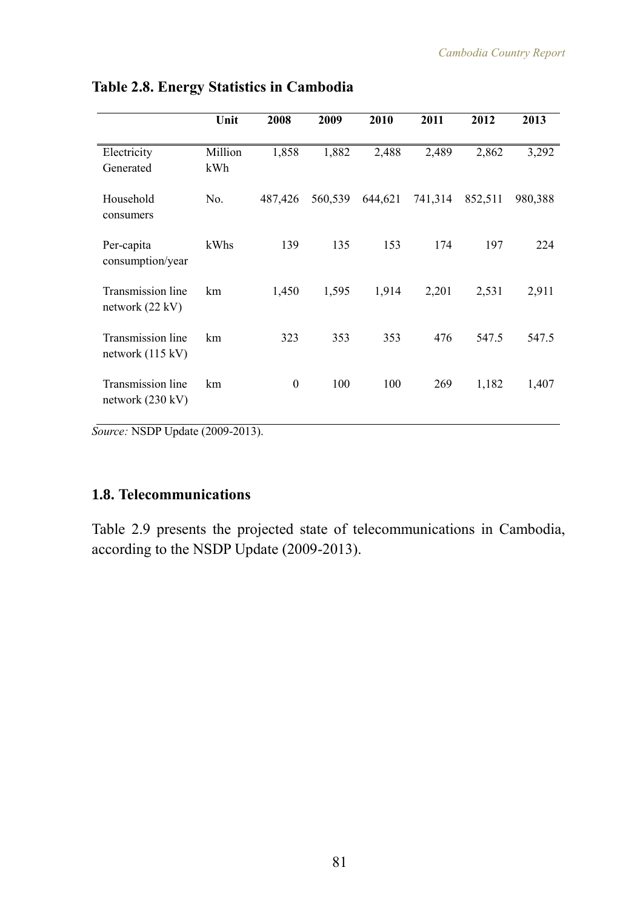**Table 2.8. Energy Statistics in Cambodia**

| | Unit | 2008 | 2009 | 2010 | 2011 | 2012 | 2013 |
|---|---|---|---|---|---|---|---|
| Electricity Generated | Million kWh | 1,858 | 1,882 | 2,488 | 2,489 | 2,862 | 3,292 |
| Household consumers | No. | 487,426 | 560,539 | 644,621 | 741,314 | 852,511 | 980,388 |
| Per-capita consumption/year | kWhs | 139 | 135 | 153 | 174 | 197 | 224 |
| Transmission line network (22 kV) | km | 1,450 | 1,595 | 1,914 | 2,201 | 2,531 | 2,911 |
| Transmission line network (115 kV) | km | 323 | 353 | 353 | 476 | 547.5 | 547.5 |
| Transmission line network (230 kV) | km | 0 | 100 | 100 | 269 | 1,182 | 1,407 |

*Source:* NSDP Update (2009-2013).

## 1.8. Telecommunications

Table 2.9 presents the projected state of telecommunications in Cambodia, according to the NSDP Update (2009-2013).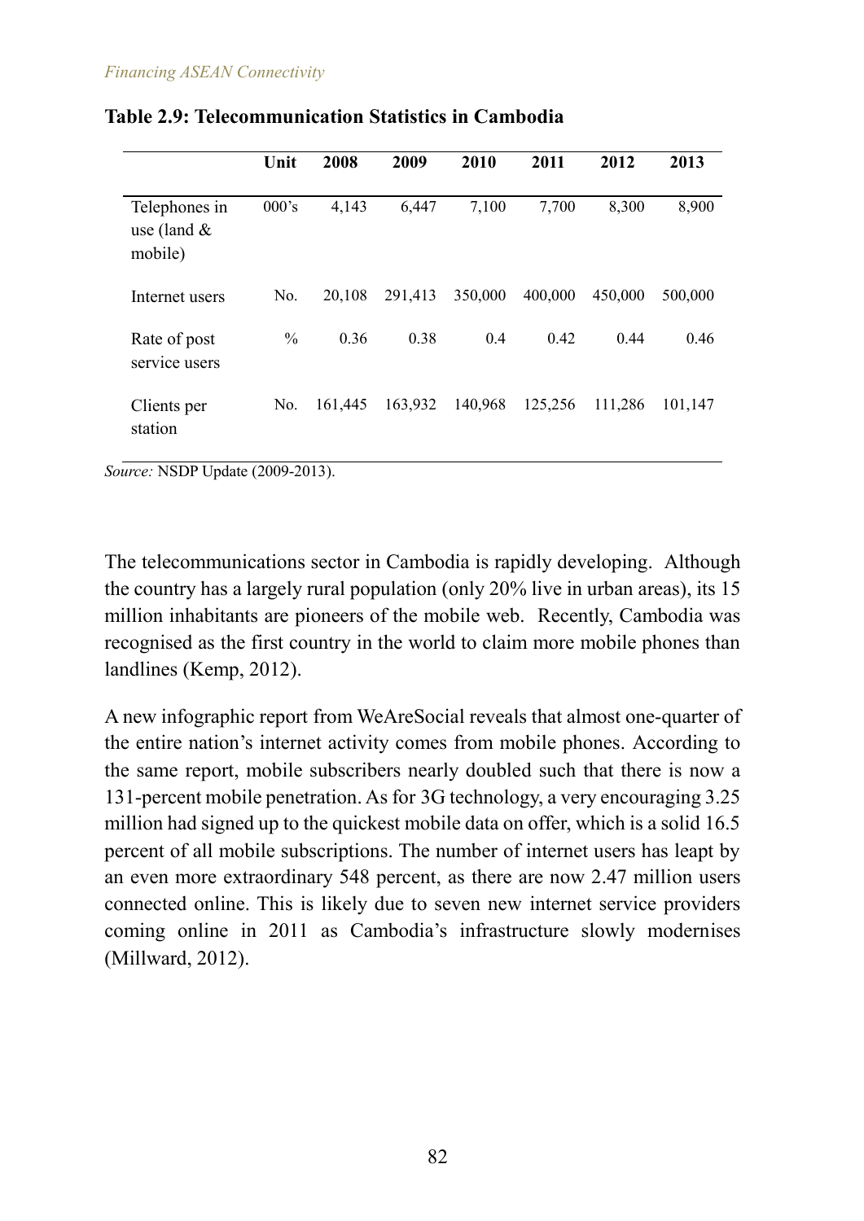**Table 2.9: Telecommunication Statistics in Cambodia**

| | Unit | 2008 | 2009 | 2010 | 2011 | 2012 | 2013 |
|---|---|---|---|---|---|---|---|
| Telephones in use (land & mobile) | 000's | 4,143 | 6,447 | 7,100 | 7,700 | 8,300 | 8,900 |
| Internet users | No. | 20,108 | 291,413 | 350,000 | 400,000 | 450,000 | 500,000 |
| Rate of post service users | % | 0.36 | 0.38 | 0.4 | 0.42 | 0.44 | 0.46 |
| Clients per station | No. | 161,445 | 163,932 | 140,968 | 125,256 | 111,286 | 101,147 |

*Source:* NSDP Update (2009-2013).

The telecommunications sector in Cambodia is rapidly developing. Although the country has a largely rural population (only 20% live in urban areas), its 15 million inhabitants are pioneers of the mobile web. Recently, Cambodia was recognised as the first country in the world to claim more mobile phones than landlines (Kemp, 2012).

A new infographic report from WeAreSocial reveals that almost one-quarter of the entire nation's internet activity comes from mobile phones. According to the same report, mobile subscribers nearly doubled such that there is now a 131-percent mobile penetration. As for 3G technology, a very encouraging 3.25 million had signed up to the quickest mobile data on offer, which is a solid 16.5 percent of all mobile subscriptions. The number of internet users has leapt by an even more extraordinary 548 percent, as there are now 2.47 million users connected online. This is likely due to seven new internet service providers coming online in 2011 as Cambodia's infrastructure slowly modernises (Millward, 2012).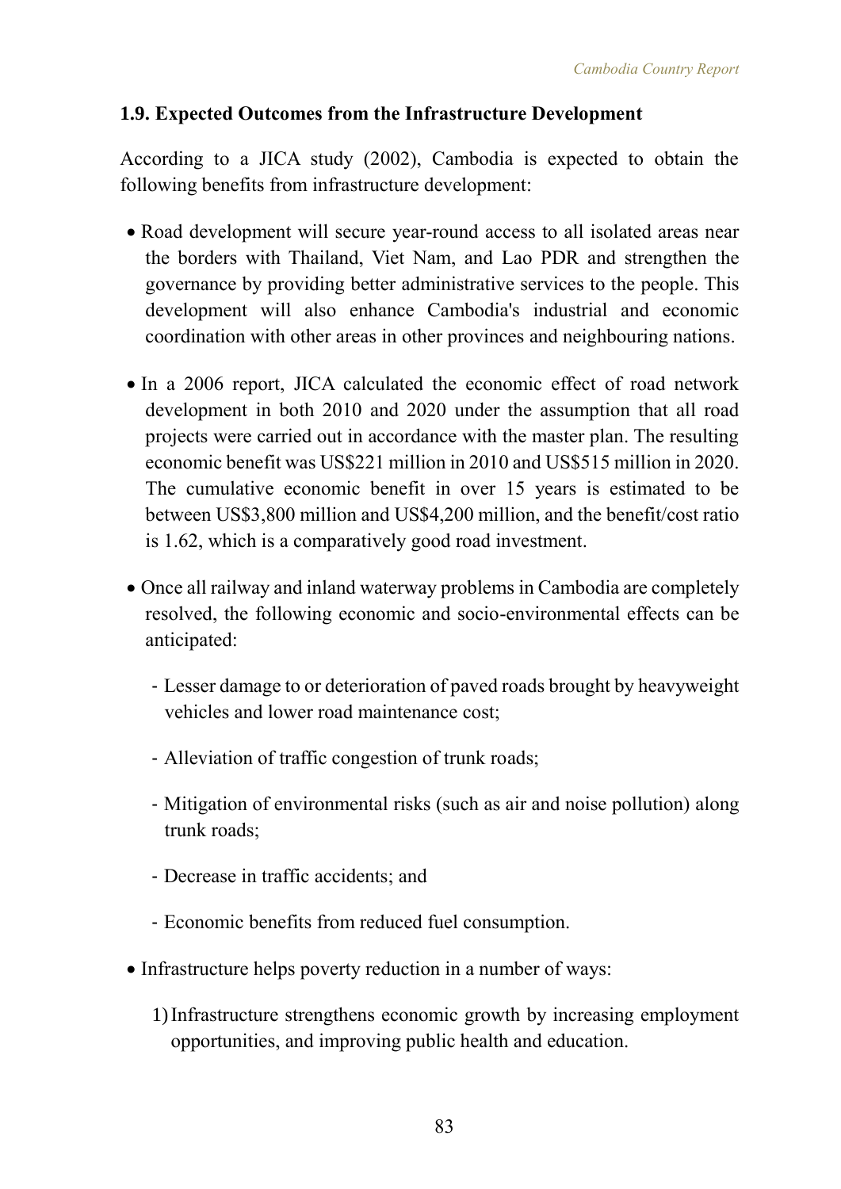### 1.9. Expected Outcomes from the Infrastructure Development

According to a JICA study (2002), Cambodia is expected to obtain the following benefits from infrastructure development:

- Road development will secure year-round access to all isolated areas near the borders with Thailand, Viet Nam, and Lao PDR and strengthen the governance by providing better administrative services to the people. This development will also enhance Cambodia's industrial and economic coordination with other areas in other provinces and neighbouring nations.

- In a 2006 report, JICA calculated the economic effect of road network development in both 2010 and 2020 under the assumption that all road projects were carried out in accordance with the master plan. The resulting economic benefit was US$221 million in 2010 and US$515 million in 2020. The cumulative economic benefit in over 15 years is estimated to be between US$3,800 million and US$4,200 million, and the benefit/cost ratio is 1.62, which is a comparatively good road investment.

- Once all railway and inland waterway problems in Cambodia are completely resolved, the following economic and socio-environmental effects can be anticipated:

  - Lesser damage to or deterioration of paved roads brought by heavyweight vehicles and lower road maintenance cost;

  - Alleviation of traffic congestion of trunk roads;

  - Mitigation of environmental risks (such as air and noise pollution) along trunk roads;

  - Decrease in traffic accidents; and

  - Economic benefits from reduced fuel consumption.

- Infrastructure helps poverty reduction in a number of ways:

  1) Infrastructure strengthens economic growth by increasing employment opportunities, and improving public health and education.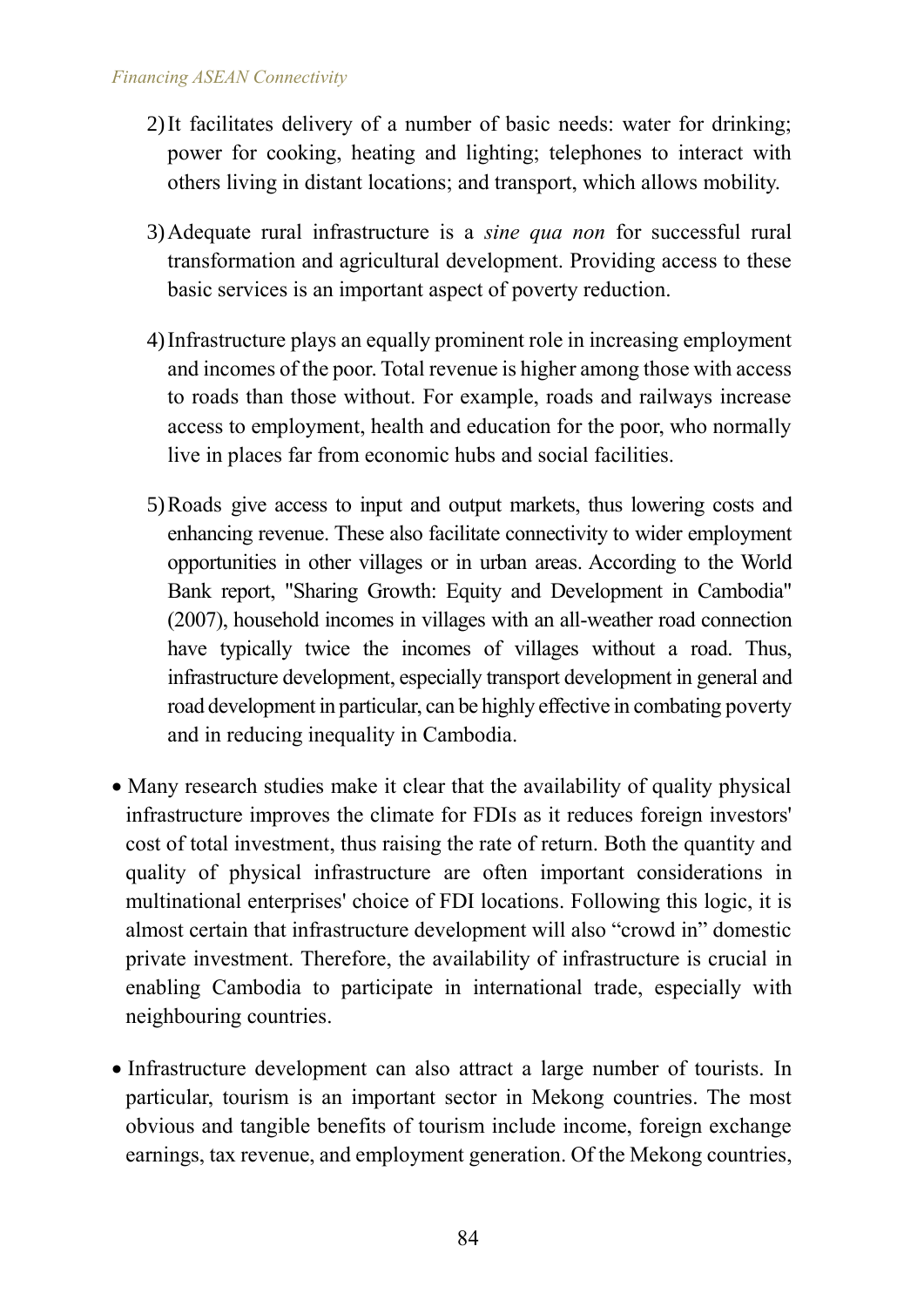2) It facilitates delivery of a number of basic needs: water for drinking; power for cooking, heating and lighting; telephones to interact with others living in distant locations; and transport, which allows mobility.

3) Adequate rural infrastructure is a *sine qua non* for successful rural transformation and agricultural development. Providing access to these basic services is an important aspect of poverty reduction.

4) Infrastructure plays an equally prominent role in increasing employment and incomes of the poor. Total revenue is higher among those with access to roads than those without. For example, roads and railways increase access to employment, health and education for the poor, who normally live in places far from economic hubs and social facilities.

5) Roads give access to input and output markets, thus lowering costs and enhancing revenue. These also facilitate connectivity to wider employment opportunities in other villages or in urban areas. According to the World Bank report, "Sharing Growth: Equity and Development in Cambodia" (2007), household incomes in villages with an all-weather road connection have typically twice the incomes of villages without a road. Thus, infrastructure development, especially transport development in general and road development in particular, can be highly effective in combating poverty and in reducing inequality in Cambodia.

- Many research studies make it clear that the availability of quality physical infrastructure improves the climate for FDIs as it reduces foreign investors' cost of total investment, thus raising the rate of return. Both the quantity and quality of physical infrastructure are often important considerations in multinational enterprises' choice of FDI locations. Following this logic, it is almost certain that infrastructure development will also "crowd in" domestic private investment. Therefore, the availability of infrastructure is crucial in enabling Cambodia to participate in international trade, especially with neighbouring countries.

- Infrastructure development can also attract a large number of tourists. In particular, tourism is an important sector in Mekong countries. The most obvious and tangible benefits of tourism include income, foreign exchange earnings, tax revenue, and employment generation. Of the Mekong countries,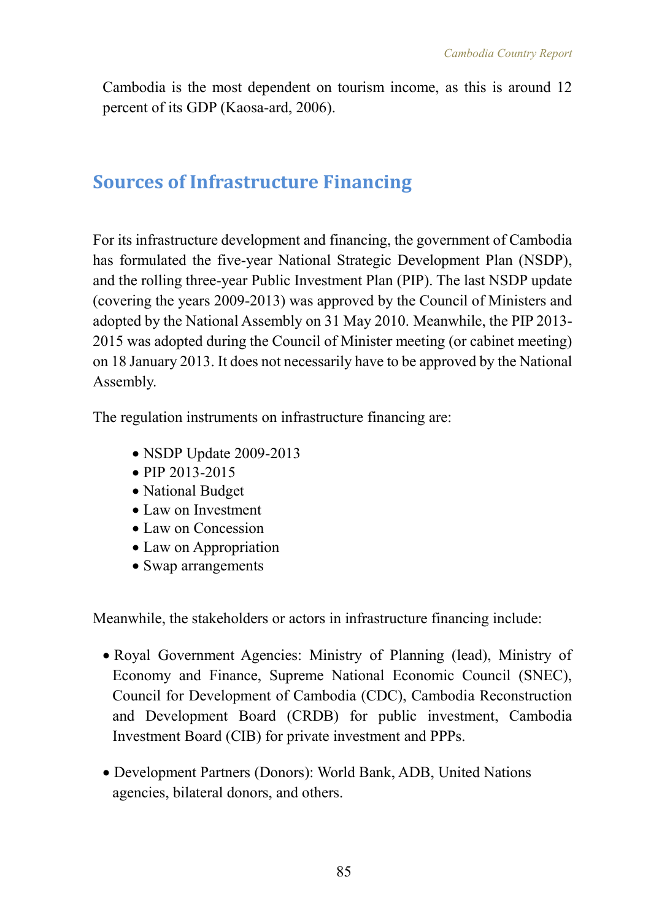Cambodia is the most dependent on tourism income, as this is around 12 percent of its GDP (Kaosa-ard, 2006).

## Sources of Infrastructure Financing

For its infrastructure development and financing, the government of Cambodia has formulated the five-year National Strategic Development Plan (NSDP), and the rolling three-year Public Investment Plan (PIP). The last NSDP update (covering the years 2009-2013) was approved by the Council of Ministers and adopted by the National Assembly on 31 May 2010. Meanwhile, the PIP 2013-2015 was adopted during the Council of Minister meeting (or cabinet meeting) on 18 January 2013. It does not necessarily have to be approved by the National Assembly.

The regulation instruments on infrastructure financing are:

- NSDP Update 2009-2013
- PIP 2013-2015
- National Budget
- Law on Investment
- Law on Concession
- Law on Appropriation
- Swap arrangements

Meanwhile, the stakeholders or actors in infrastructure financing include:

- Royal Government Agencies: Ministry of Planning (lead), Ministry of Economy and Finance, Supreme National Economic Council (SNEC), Council for Development of Cambodia (CDC), Cambodia Reconstruction and Development Board (CRDB) for public investment, Cambodia Investment Board (CIB) for private investment and PPPs.

- Development Partners (Donors): World Bank, ADB, United Nations agencies, bilateral donors, and others.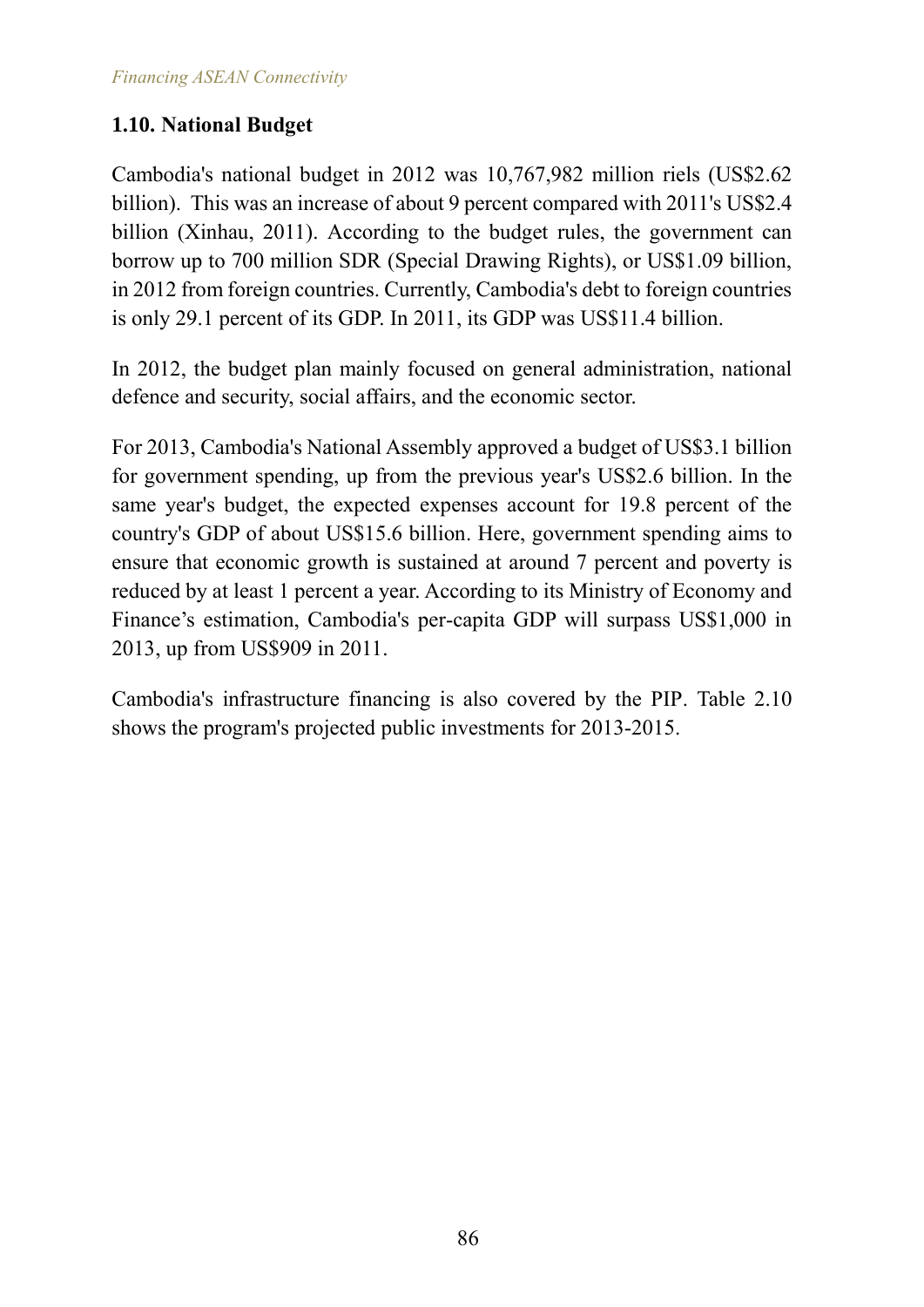## 1.10. National Budget

Cambodia's national budget in 2012 was 10,767,982 million riels (US$2.62 billion). This was an increase of about 9 percent compared with 2011's US$2.4 billion (Xinhau, 2011). According to the budget rules, the government can borrow up to 700 million SDR (Special Drawing Rights), or US$1.09 billion, in 2012 from foreign countries. Currently, Cambodia's debt to foreign countries is only 29.1 percent of its GDP. In 2011, its GDP was US$11.4 billion.

In 2012, the budget plan mainly focused on general administration, national defence and security, social affairs, and the economic sector.

For 2013, Cambodia's National Assembly approved a budget of US$3.1 billion for government spending, up from the previous year's US$2.6 billion. In the same year's budget, the expected expenses account for 19.8 percent of the country's GDP of about US$15.6 billion. Here, government spending aims to ensure that economic growth is sustained at around 7 percent and poverty is reduced by at least 1 percent a year. According to its Ministry of Economy and Finance's estimation, Cambodia's per-capita GDP will surpass US$1,000 in 2013, up from US$909 in 2011.

Cambodia's infrastructure financing is also covered by the PIP. Table 2.10 shows the program's projected public investments for 2013-2015.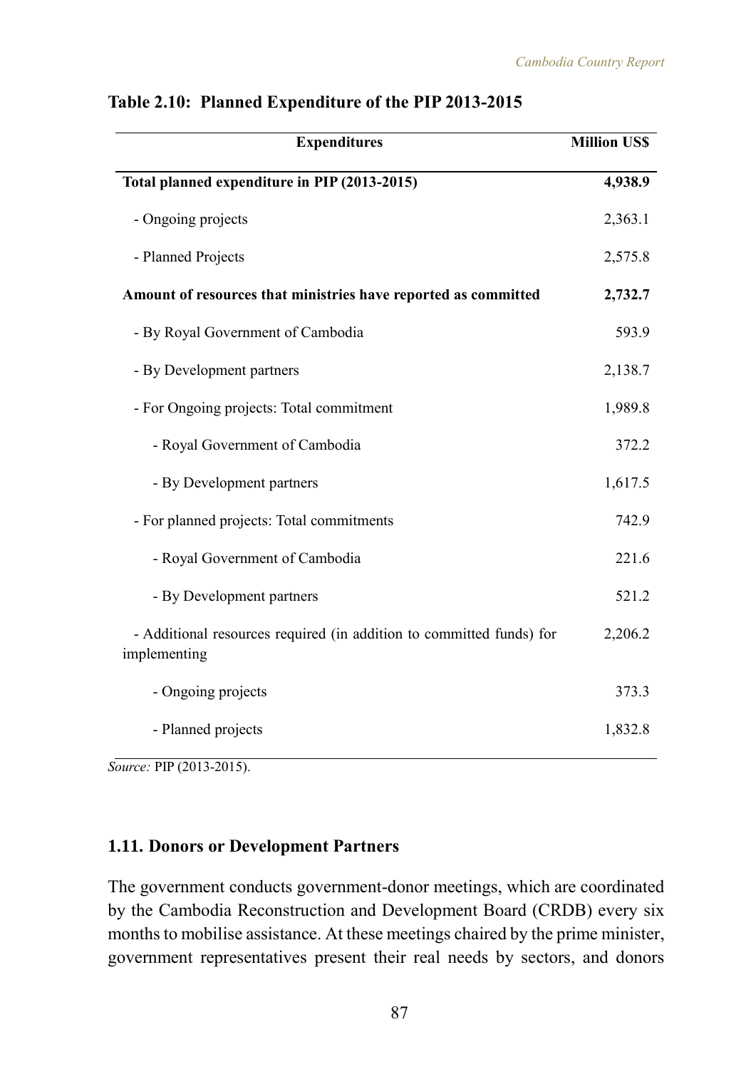**Table 2.10: Planned Expenditure of the PIP 2013-2015**

| Expenditures | Million US$ |
|---|---|
| **Total planned expenditure in PIP (2013-2015)** | **4,938.9** |
| - Ongoing projects | 2,363.1 |
| - Planned Projects | 2,575.8 |
| **Amount of resources that ministries have reported as committed** | **2,732.7** |
| - By Royal Government of Cambodia | 593.9 |
| - By Development partners | 2,138.7 |
| - For Ongoing projects: Total commitment | 1,989.8 |
| - Royal Government of Cambodia | 372.2 |
| - By Development partners | 1,617.5 |
| - For planned projects: Total commitments | 742.9 |
| - Royal Government of Cambodia | 221.6 |
| - By Development partners | 521.2 |
| - Additional resources required (in addition to committed funds) for implementing | 2,206.2 |
| - Ongoing projects | 373.3 |
| - Planned projects | 1,832.8 |

*Source:* PIP (2013-2015).

### 1.11. Donors or Development Partners

The government conducts government-donor meetings, which are coordinated by the Cambodia Reconstruction and Development Board (CRDB) every six months to mobilise assistance. At these meetings chaired by the prime minister, government representatives present their real needs by sectors, and donors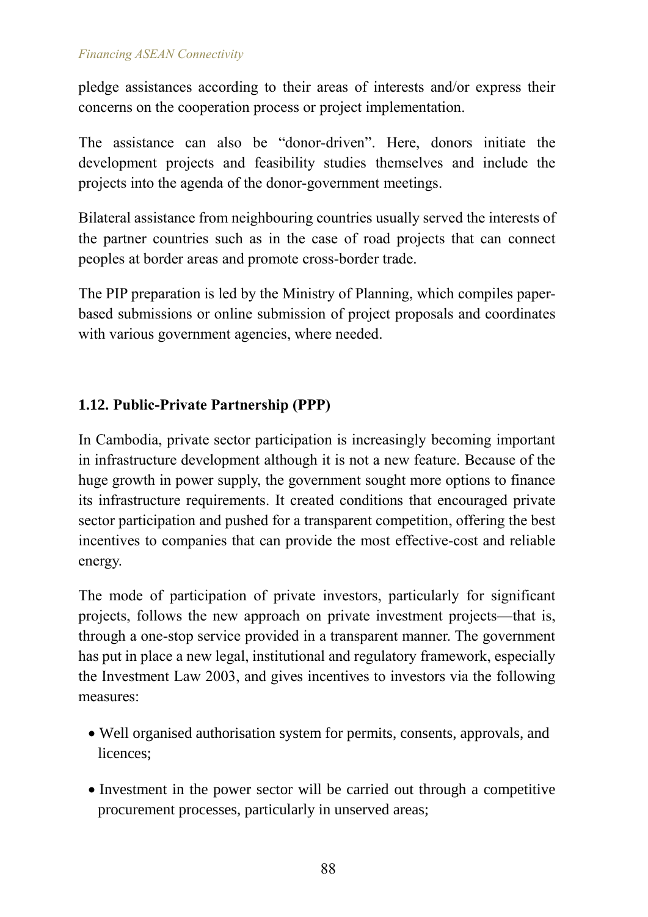pledge assistances according to their areas of interests and/or express their concerns on the cooperation process or project implementation.

The assistance can also be "donor-driven". Here, donors initiate the development projects and feasibility studies themselves and include the projects into the agenda of the donor-government meetings.

Bilateral assistance from neighbouring countries usually served the interests of the partner countries such as in the case of road projects that can connect peoples at border areas and promote cross-border trade.

The PIP preparation is led by the Ministry of Planning, which compiles paper-based submissions or online submission of project proposals and coordinates with various government agencies, where needed.

### 1.12. Public-Private Partnership (PPP)

In Cambodia, private sector participation is increasingly becoming important in infrastructure development although it is not a new feature. Because of the huge growth in power supply, the government sought more options to finance its infrastructure requirements. It created conditions that encouraged private sector participation and pushed for a transparent competition, offering the best incentives to companies that can provide the most effective-cost and reliable energy.

The mode of participation of private investors, particularly for significant projects, follows the new approach on private investment projects—that is, through a one-stop service provided in a transparent manner. The government has put in place a new legal, institutional and regulatory framework, especially the Investment Law 2003, and gives incentives to investors via the following measures:

- Well organised authorisation system for permits, consents, approvals, and licences;
- Investment in the power sector will be carried out through a competitive procurement processes, particularly in unserved areas;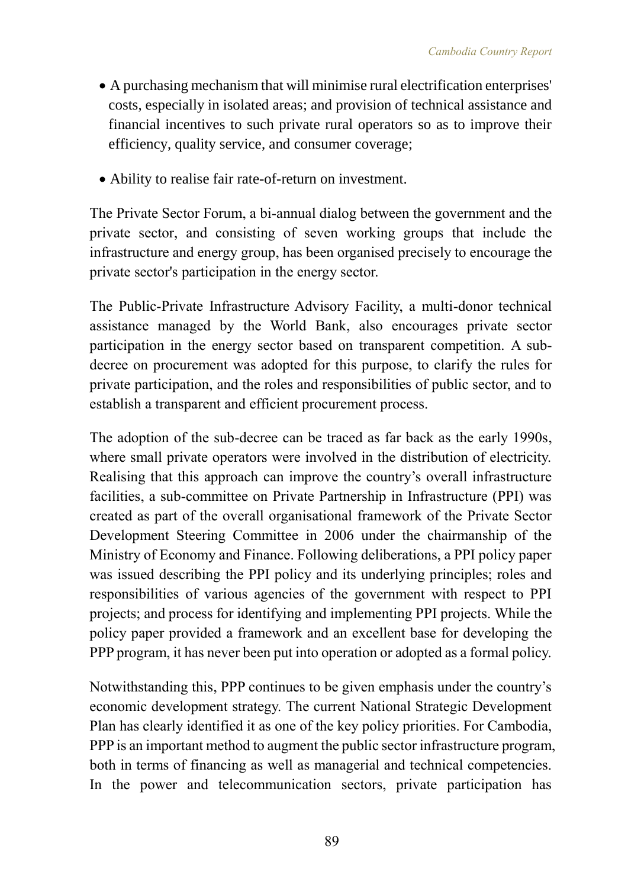- A purchasing mechanism that will minimise rural electrification enterprises' costs, especially in isolated areas; and provision of technical assistance and financial incentives to such private rural operators so as to improve their efficiency, quality service, and consumer coverage;
- Ability to realise fair rate-of-return on investment.

The Private Sector Forum, a bi-annual dialog between the government and the private sector, and consisting of seven working groups that include the infrastructure and energy group, has been organised precisely to encourage the private sector's participation in the energy sector.

The Public-Private Infrastructure Advisory Facility, a multi-donor technical assistance managed by the World Bank, also encourages private sector participation in the energy sector based on transparent competition. A sub-decree on procurement was adopted for this purpose, to clarify the rules for private participation, and the roles and responsibilities of public sector, and to establish a transparent and efficient procurement process.

The adoption of the sub-decree can be traced as far back as the early 1990s, where small private operators were involved in the distribution of electricity. Realising that this approach can improve the country's overall infrastructure facilities, a sub-committee on Private Partnership in Infrastructure (PPI) was created as part of the overall organisational framework of the Private Sector Development Steering Committee in 2006 under the chairmanship of the Ministry of Economy and Finance. Following deliberations, a PPI policy paper was issued describing the PPI policy and its underlying principles; roles and responsibilities of various agencies of the government with respect to PPI projects; and process for identifying and implementing PPI projects. While the policy paper provided a framework and an excellent base for developing the PPP program, it has never been put into operation or adopted as a formal policy.

Notwithstanding this, PPP continues to be given emphasis under the country's economic development strategy. The current National Strategic Development Plan has clearly identified it as one of the key policy priorities. For Cambodia, PPP is an important method to augment the public sector infrastructure program, both in terms of financing as well as managerial and technical competencies. In the power and telecommunication sectors, private participation has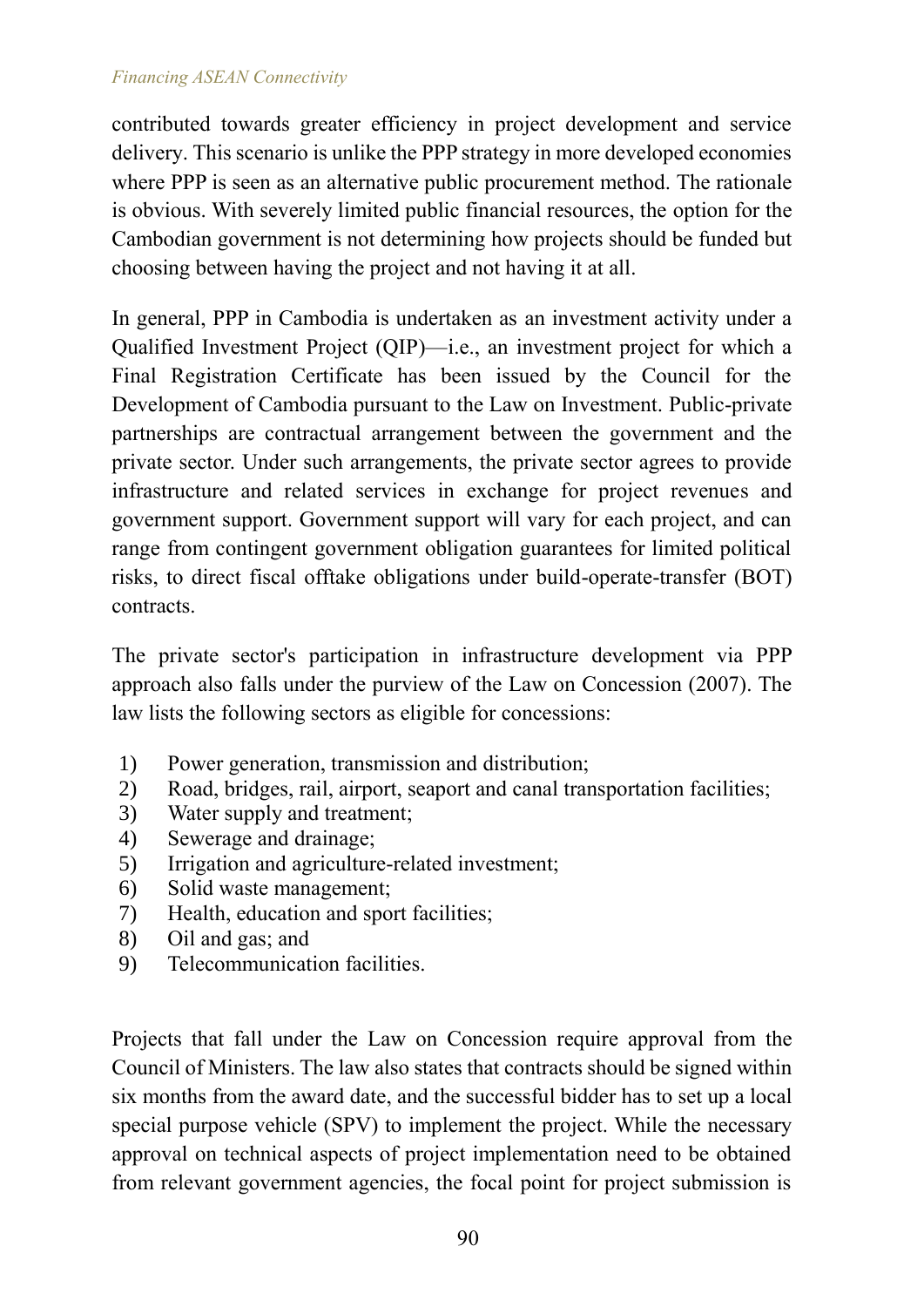contributed towards greater efficiency in project development and service delivery. This scenario is unlike the PPP strategy in more developed economies where PPP is seen as an alternative public procurement method. The rationale is obvious. With severely limited public financial resources, the option for the Cambodian government is not determining how projects should be funded but choosing between having the project and not having it at all.

In general, PPP in Cambodia is undertaken as an investment activity under a Qualified Investment Project (QIP)—i.e., an investment project for which a Final Registration Certificate has been issued by the Council for the Development of Cambodia pursuant to the Law on Investment. Public-private partnerships are contractual arrangement between the government and the private sector. Under such arrangements, the private sector agrees to provide infrastructure and related services in exchange for project revenues and government support. Government support will vary for each project, and can range from contingent government obligation guarantees for limited political risks, to direct fiscal offtake obligations under build-operate-transfer (BOT) contracts.

The private sector's participation in infrastructure development via PPP approach also falls under the purview of the Law on Concession (2007). The law lists the following sectors as eligible for concessions:

1) Power generation, transmission and distribution;
2) Road, bridges, rail, airport, seaport and canal transportation facilities;
3) Water supply and treatment;
4) Sewerage and drainage;
5) Irrigation and agriculture-related investment;
6) Solid waste management;
7) Health, education and sport facilities;
8) Oil and gas; and
9) Telecommunication facilities.

Projects that fall under the Law on Concession require approval from the Council of Ministers. The law also states that contracts should be signed within six months from the award date, and the successful bidder has to set up a local special purpose vehicle (SPV) to implement the project. While the necessary approval on technical aspects of project implementation need to be obtained from relevant government agencies, the focal point for project submission is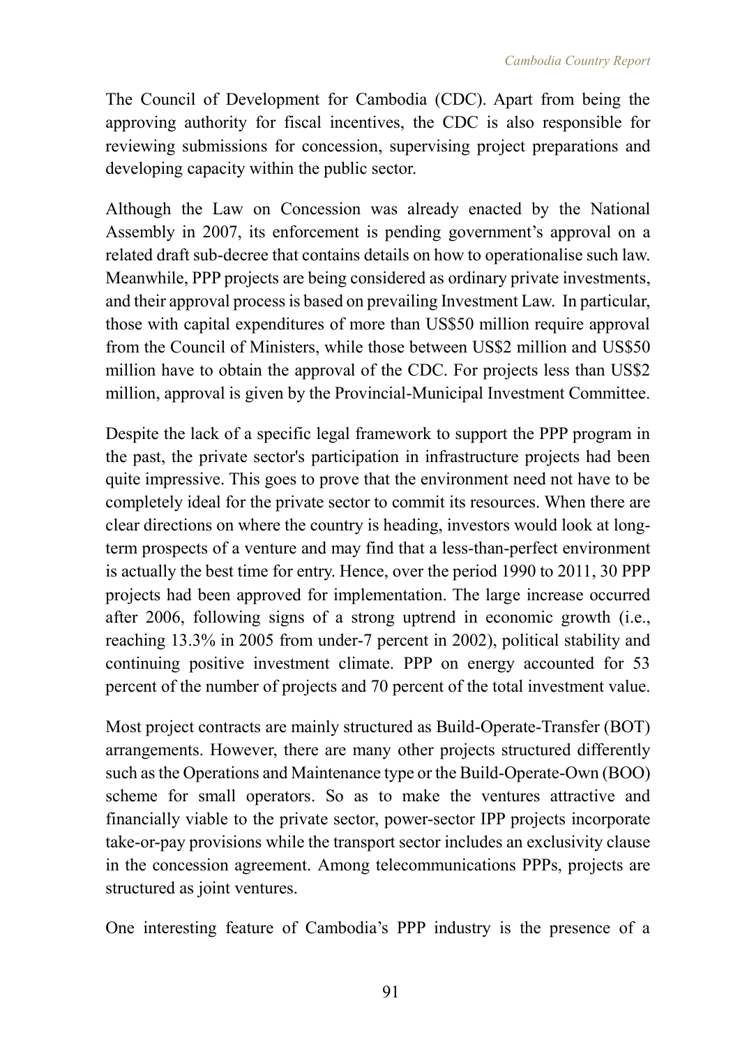The Council of Development for Cambodia (CDC). Apart from being the approving authority for fiscal incentives, the CDC is also responsible for reviewing submissions for concession, supervising project preparations and developing capacity within the public sector.

Although the Law on Concession was already enacted by the National Assembly in 2007, its enforcement is pending government's approval on a related draft sub-decree that contains details on how to operationalise such law. Meanwhile, PPP projects are being considered as ordinary private investments, and their approval process is based on prevailing Investment Law. In particular, those with capital expenditures of more than US$50 million require approval from the Council of Ministers, while those between US$2 million and US$50 million have to obtain the approval of the CDC. For projects less than US$2 million, approval is given by the Provincial-Municipal Investment Committee.

Despite the lack of a specific legal framework to support the PPP program in the past, the private sector's participation in infrastructure projects had been quite impressive. This goes to prove that the environment need not have to be completely ideal for the private sector to commit its resources. When there are clear directions on where the country is heading, investors would look at long-term prospects of a venture and may find that a less-than-perfect environment is actually the best time for entry. Hence, over the period 1990 to 2011, 30 PPP projects had been approved for implementation. The large increase occurred after 2006, following signs of a strong uptrend in economic growth (i.e., reaching 13.3% in 2005 from under-7 percent in 2002), political stability and continuing positive investment climate. PPP on energy accounted for 53 percent of the number of projects and 70 percent of the total investment value.

Most project contracts are mainly structured as Build-Operate-Transfer (BOT) arrangements. However, there are many other projects structured differently such as the Operations and Maintenance type or the Build-Operate-Own (BOO) scheme for small operators. So as to make the ventures attractive and financially viable to the private sector, power-sector IPP projects incorporate take-or-pay provisions while the transport sector includes an exclusivity clause in the concession agreement. Among telecommunications PPPs, projects are structured as joint ventures.

One interesting feature of Cambodia's PPP industry is the presence of a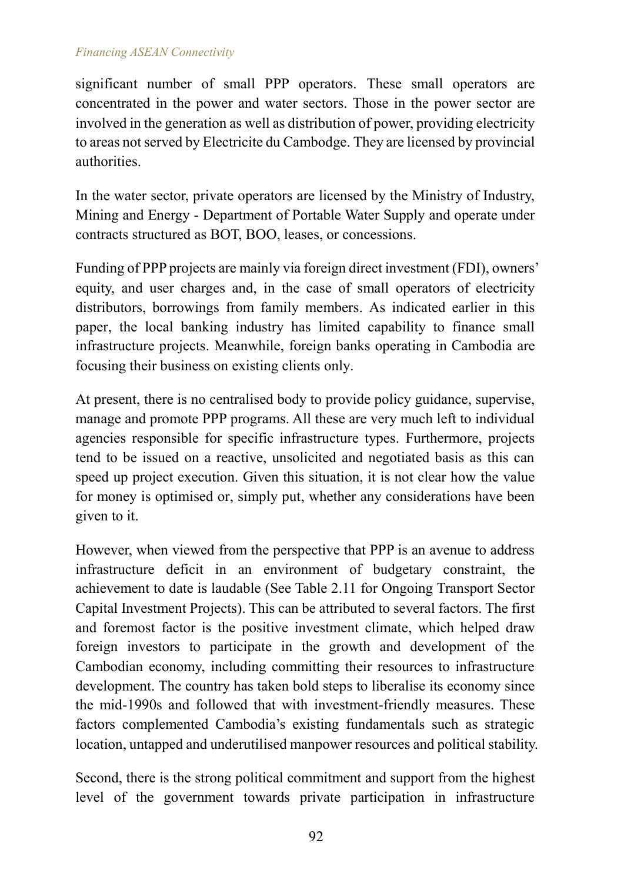significant number of small PPP operators. These small operators are concentrated in the power and water sectors. Those in the power sector are involved in the generation as well as distribution of power, providing electricity to areas not served by Electricite du Cambodge. They are licensed by provincial authorities.

In the water sector, private operators are licensed by the Ministry of Industry, Mining and Energy - Department of Portable Water Supply and operate under contracts structured as BOT, BOO, leases, or concessions.

Funding of PPP projects are mainly via foreign direct investment (FDI), owners' equity, and user charges and, in the case of small operators of electricity distributors, borrowings from family members. As indicated earlier in this paper, the local banking industry has limited capability to finance small infrastructure projects. Meanwhile, foreign banks operating in Cambodia are focusing their business on existing clients only.

At present, there is no centralised body to provide policy guidance, supervise, manage and promote PPP programs. All these are very much left to individual agencies responsible for specific infrastructure types. Furthermore, projects tend to be issued on a reactive, unsolicited and negotiated basis as this can speed up project execution. Given this situation, it is not clear how the value for money is optimised or, simply put, whether any considerations have been given to it.

However, when viewed from the perspective that PPP is an avenue to address infrastructure deficit in an environment of budgetary constraint, the achievement to date is laudable (See Table 2.11 for Ongoing Transport Sector Capital Investment Projects). This can be attributed to several factors. The first and foremost factor is the positive investment climate, which helped draw foreign investors to participate in the growth and development of the Cambodian economy, including committing their resources to infrastructure development. The country has taken bold steps to liberalise its economy since the mid-1990s and followed that with investment-friendly measures. These factors complemented Cambodia's existing fundamentals such as strategic location, untapped and underutilised manpower resources and political stability.

Second, there is the strong political commitment and support from the highest level of the government towards private participation in infrastructure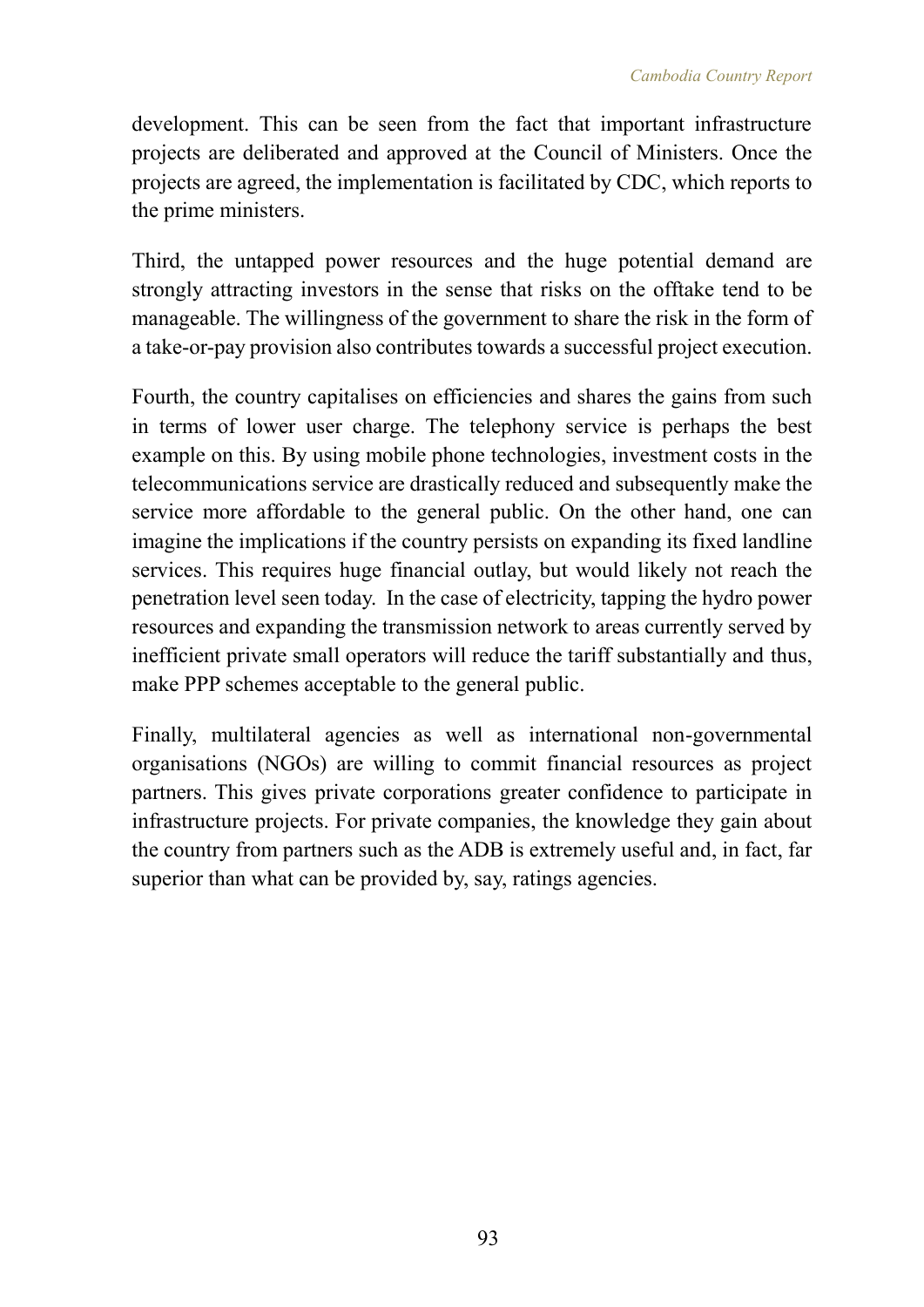development. This can be seen from the fact that important infrastructure projects are deliberated and approved at the Council of Ministers. Once the projects are agreed, the implementation is facilitated by CDC, which reports to the prime ministers.

Third, the untapped power resources and the huge potential demand are strongly attracting investors in the sense that risks on the offtake tend to be manageable. The willingness of the government to share the risk in the form of a take-or-pay provision also contributes towards a successful project execution.

Fourth, the country capitalises on efficiencies and shares the gains from such in terms of lower user charge. The telephony service is perhaps the best example on this. By using mobile phone technologies, investment costs in the telecommunications service are drastically reduced and subsequently make the service more affordable to the general public. On the other hand, one can imagine the implications if the country persists on expanding its fixed landline services. This requires huge financial outlay, but would likely not reach the penetration level seen today. In the case of electricity, tapping the hydro power resources and expanding the transmission network to areas currently served by inefficient private small operators will reduce the tariff substantially and thus, make PPP schemes acceptable to the general public.

Finally, multilateral agencies as well as international non-governmental organisations (NGOs) are willing to commit financial resources as project partners. This gives private corporations greater confidence to participate in infrastructure projects. For private companies, the knowledge they gain about the country from partners such as the ADB is extremely useful and, in fact, far superior than what can be provided by, say, ratings agencies.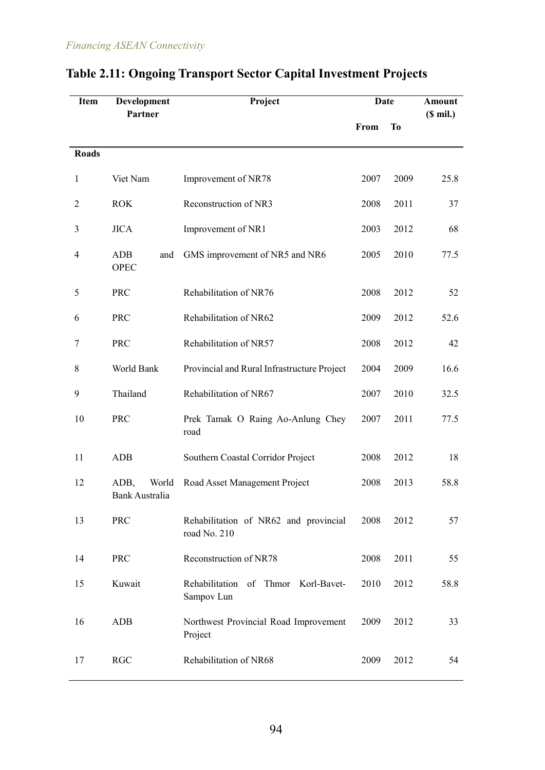## Table 2.11: Ongoing Transport Sector Capital Investment Projects

| Item | Development Partner | Project | Date | | Amount ($ mil.) |
|---|---|---|---|---|---|
| | | | From | To | |
| **Roads** | | | | | |
| 1 | Viet Nam | Improvement of NR78 | 2007 | 2009 | 25.8 |
| 2 | ROK | Reconstruction of NR3 | 2008 | 2011 | 37 |
| 3 | JICA | Improvement of NR1 | 2003 | 2012 | 68 |
| 4 | ADB and OPEC | GMS improvement of NR5 and NR6 | 2005 | 2010 | 77.5 |
| 5 | PRC | Rehabilitation of NR76 | 2008 | 2012 | 52 |
| 6 | PRC | Rehabilitation of NR62 | 2009 | 2012 | 52.6 |
| 7 | PRC | Rehabilitation of NR57 | 2008 | 2012 | 42 |
| 8 | World Bank | Provincial and Rural Infrastructure Project | 2004 | 2009 | 16.6 |
| 9 | Thailand | Rehabilitation of NR67 | 2007 | 2010 | 32.5 |
| 10 | PRC | Prek Tamak O Raing Ao-Anlung Chey road | 2007 | 2011 | 77.5 |
| 11 | ADB | Southern Coastal Corridor Project | 2008 | 2012 | 18 |
| 12 | ADB, World Bank Australia | Road Asset Management Project | 2008 | 2013 | 58.8 |
| 13 | PRC | Rehabilitation of NR62 and provincial road No. 210 | 2008 | 2012 | 57 |
| 14 | PRC | Reconstruction of NR78 | 2008 | 2011 | 55 |
| 15 | Kuwait | Rehabilitation of Thmor Korl-Bavet-Sampov Lun | 2010 | 2012 | 58.8 |
| 16 | ADB | Northwest Provincial Road Improvement Project | 2009 | 2012 | 33 |
| 17 | RGC | Rehabilitation of NR68 | 2009 | 2012 | 54 |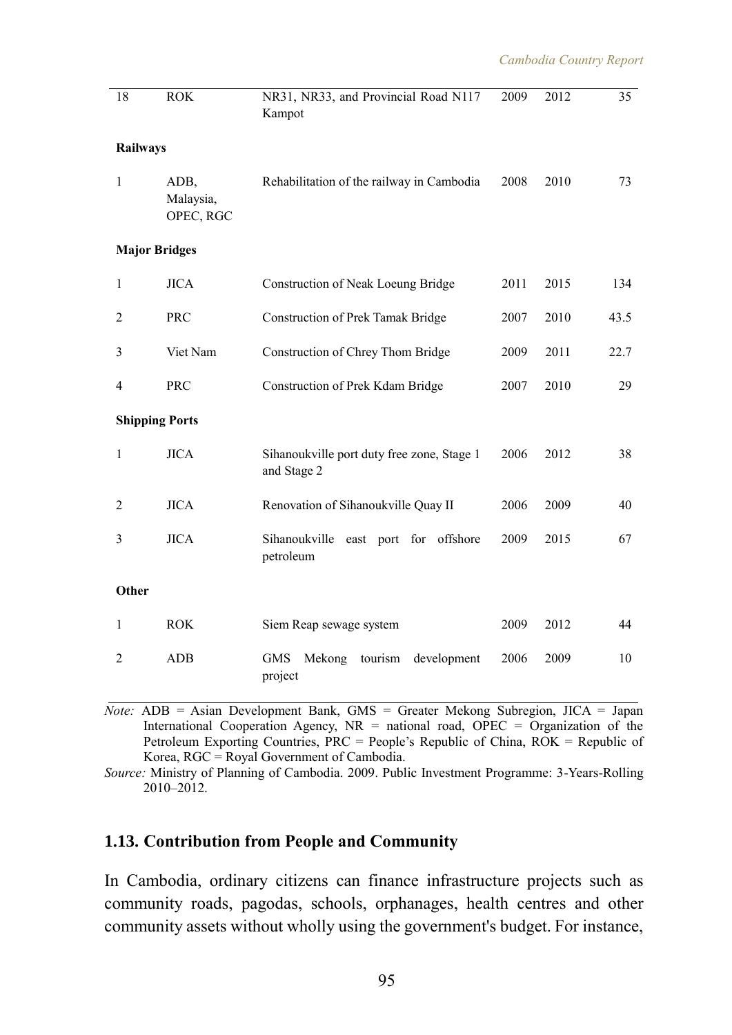| | | | | | |
|---|---|---|---|---|---|
| 18 | ROK | NR31, NR33, and Provincial Road N117 Kampot | 2009 | 2012 | 35 |
| **Railways** | | | | | |
| 1 | ADB, Malaysia, OPEC, RGC | Rehabilitation of the railway in Cambodia | 2008 | 2010 | 73 |
| **Major Bridges** | | | | | |
| 1 | JICA | Construction of Neak Loeung Bridge | 2011 | 2015 | 134 |
| 2 | PRC | Construction of Prek Tamak Bridge | 2007 | 2010 | 43.5 |
| 3 | Viet Nam | Construction of Chrey Thom Bridge | 2009 | 2011 | 22.7 |
| 4 | PRC | Construction of Prek Kdam Bridge | 2007 | 2010 | 29 |
| **Shipping Ports** | | | | | |
| 1 | JICA | Sihanoukville port duty free zone, Stage 1 and Stage 2 | 2006 | 2012 | 38 |
| 2 | JICA | Renovation of Sihanoukville Quay II | 2006 | 2009 | 40 |
| 3 | JICA | Sihanoukville east port for offshore petroleum | 2009 | 2015 | 67 |
| **Other** | | | | | |
| 1 | ROK | Siem Reap sewage system | 2009 | 2012 | 44 |
| 2 | ADB | GMS Mekong tourism development project | 2006 | 2009 | 10 |

*Note:* ADB = Asian Development Bank, GMS = Greater Mekong Subregion, JICA = Japan International Cooperation Agency, NR = national road, OPEC = Organization of the Petroleum Exporting Countries, PRC = People's Republic of China, ROK = Republic of Korea, RGC = Royal Government of Cambodia.

*Source:* Ministry of Planning of Cambodia. 2009. Public Investment Programme: 3-Years-Rolling 2010–2012.

## 1.13. Contribution from People and Community

In Cambodia, ordinary citizens can finance infrastructure projects such as community roads, pagodas, schools, orphanages, health centres and other community assets without wholly using the government's budget. For instance,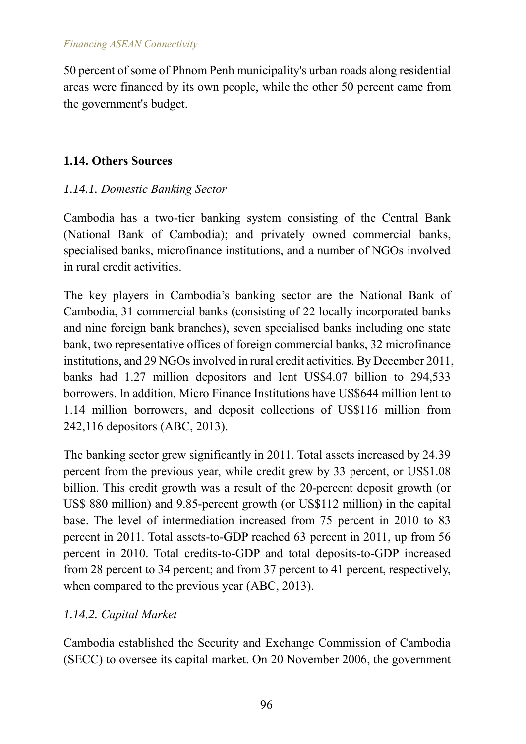50 percent of some of Phnom Penh municipality's urban roads along residential areas were financed by its own people, while the other 50 percent came from the government's budget.

### 1.14. Others Sources

#### *1.14.1. Domestic Banking Sector*

Cambodia has a two-tier banking system consisting of the Central Bank (National Bank of Cambodia); and privately owned commercial banks, specialised banks, microfinance institutions, and a number of NGOs involved in rural credit activities.

The key players in Cambodia's banking sector are the National Bank of Cambodia, 31 commercial banks (consisting of 22 locally incorporated banks and nine foreign bank branches), seven specialised banks including one state bank, two representative offices of foreign commercial banks, 32 microfinance institutions, and 29 NGOs involved in rural credit activities. By December 2011, banks had 1.27 million depositors and lent US$4.07 billion to 294,533 borrowers. In addition, Micro Finance Institutions have US$644 million lent to 1.14 million borrowers, and deposit collections of US$116 million from 242,116 depositors (ABC, 2013).

The banking sector grew significantly in 2011. Total assets increased by 24.39 percent from the previous year, while credit grew by 33 percent, or US$1.08 billion. This credit growth was a result of the 20-percent deposit growth (or US$ 880 million) and 9.85-percent growth (or US$112 million) in the capital base. The level of intermediation increased from 75 percent in 2010 to 83 percent in 2011. Total assets-to-GDP reached 63 percent in 2011, up from 56 percent in 2010. Total credits-to-GDP and total deposits-to-GDP increased from 28 percent to 34 percent; and from 37 percent to 41 percent, respectively, when compared to the previous year (ABC, 2013).

#### *1.14.2. Capital Market*

Cambodia established the Security and Exchange Commission of Cambodia (SECC) to oversee its capital market. On 20 November 2006, the government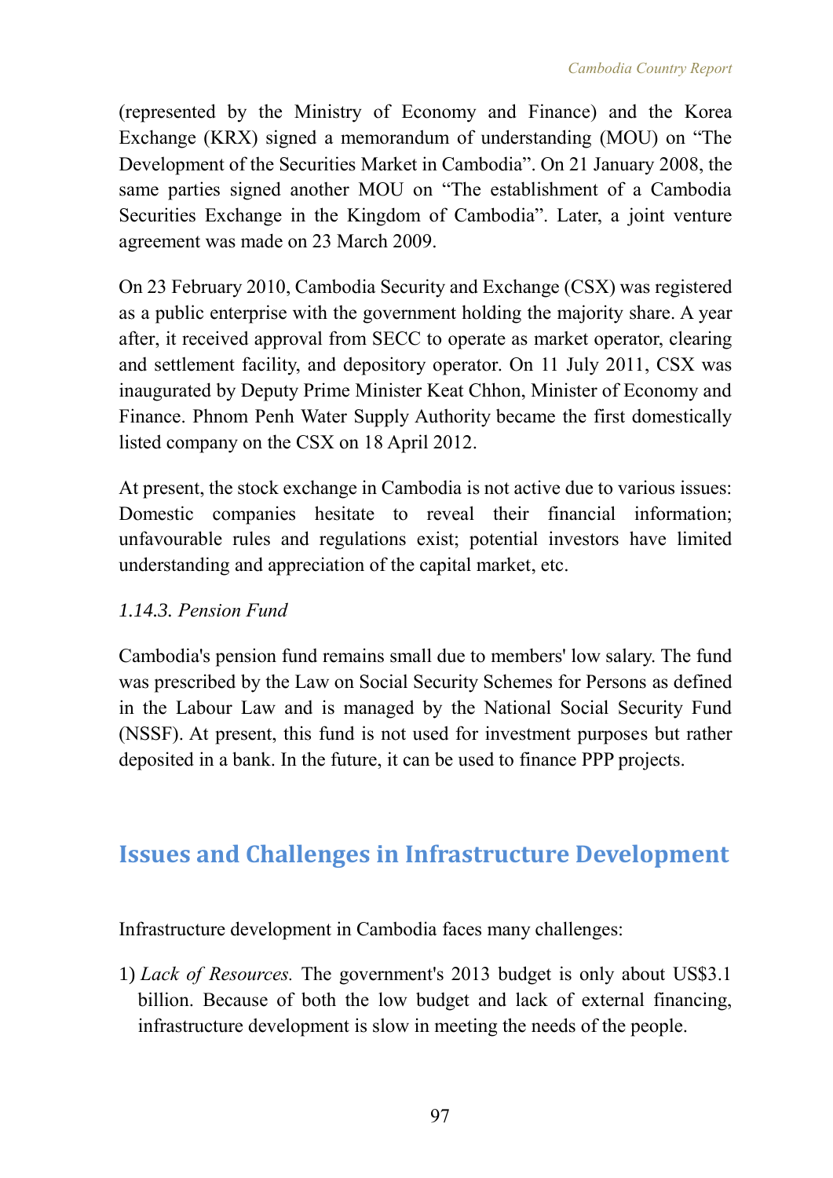(represented by the Ministry of Economy and Finance) and the Korea Exchange (KRX) signed a memorandum of understanding (MOU) on "The Development of the Securities Market in Cambodia". On 21 January 2008, the same parties signed another MOU on "The establishment of a Cambodia Securities Exchange in the Kingdom of Cambodia". Later, a joint venture agreement was made on 23 March 2009.

On 23 February 2010, Cambodia Security and Exchange (CSX) was registered as a public enterprise with the government holding the majority share. A year after, it received approval from SECC to operate as market operator, clearing and settlement facility, and depository operator. On 11 July 2011, CSX was inaugurated by Deputy Prime Minister Keat Chhon, Minister of Economy and Finance. Phnom Penh Water Supply Authority became the first domestically listed company on the CSX on 18 April 2012.

At present, the stock exchange in Cambodia is not active due to various issues: Domestic companies hesitate to reveal their financial information; unfavourable rules and regulations exist; potential investors have limited understanding and appreciation of the capital market, etc.

### *1.14.3. Pension Fund*

Cambodia's pension fund remains small due to members' low salary. The fund was prescribed by the Law on Social Security Schemes for Persons as defined in the Labour Law and is managed by the National Social Security Fund (NSSF). At present, this fund is not used for investment purposes but rather deposited in a bank. In the future, it can be used to finance PPP projects.

## Issues and Challenges in Infrastructure Development

Infrastructure development in Cambodia faces many challenges:

1) *Lack of Resources.* The government's 2013 budget is only about US$3.1 billion. Because of both the low budget and lack of external financing, infrastructure development is slow in meeting the needs of the people.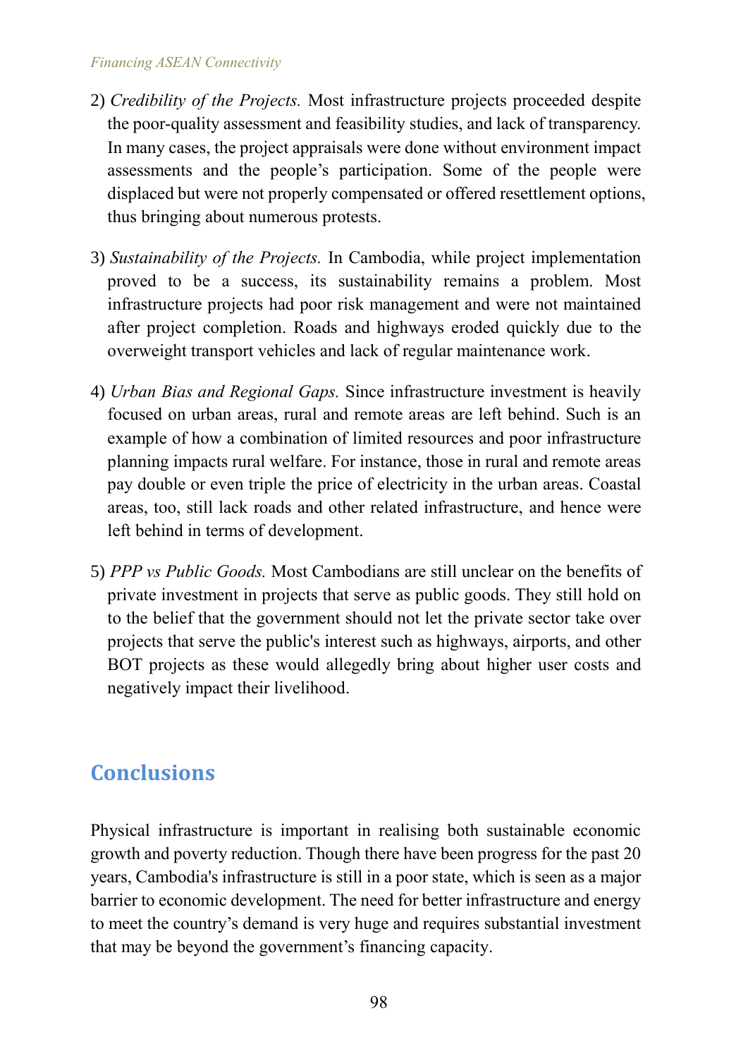2) *Credibility of the Projects.* Most infrastructure projects proceeded despite the poor-quality assessment and feasibility studies, and lack of transparency. In many cases, the project appraisals were done without environment impact assessments and the people's participation. Some of the people were displaced but were not properly compensated or offered resettlement options, thus bringing about numerous protests.

3) *Sustainability of the Projects.* In Cambodia, while project implementation proved to be a success, its sustainability remains a problem. Most infrastructure projects had poor risk management and were not maintained after project completion. Roads and highways eroded quickly due to the overweight transport vehicles and lack of regular maintenance work.

4) *Urban Bias and Regional Gaps.* Since infrastructure investment is heavily focused on urban areas, rural and remote areas are left behind. Such is an example of how a combination of limited resources and poor infrastructure planning impacts rural welfare. For instance, those in rural and remote areas pay double or even triple the price of electricity in the urban areas. Coastal areas, too, still lack roads and other related infrastructure, and hence were left behind in terms of development.

5) *PPP vs Public Goods.* Most Cambodians are still unclear on the benefits of private investment in projects that serve as public goods. They still hold on to the belief that the government should not let the private sector take over projects that serve the public's interest such as highways, airports, and other BOT projects as these would allegedly bring about higher user costs and negatively impact their livelihood.

## Conclusions

Physical infrastructure is important in realising both sustainable economic growth and poverty reduction. Though there have been progress for the past 20 years, Cambodia's infrastructure is still in a poor state, which is seen as a major barrier to economic development. The need for better infrastructure and energy to meet the country's demand is very huge and requires substantial investment that may be beyond the government's financing capacity.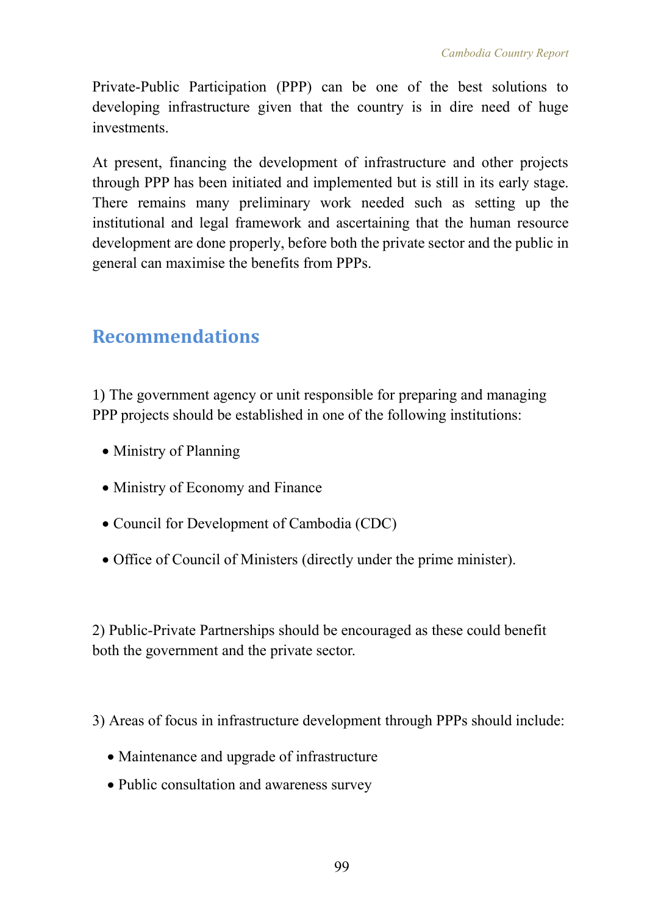Private-Public Participation (PPP) can be one of the best solutions to developing infrastructure given that the country is in dire need of huge investments.

At present, financing the development of infrastructure and other projects through PPP has been initiated and implemented but is still in its early stage. There remains many preliminary work needed such as setting up the institutional and legal framework and ascertaining that the human resource development are done properly, before both the private sector and the public in general can maximise the benefits from PPPs.

## Recommendations

1) The government agency or unit responsible for preparing and managing PPP projects should be established in one of the following institutions:

- Ministry of Planning
- Ministry of Economy and Finance
- Council for Development of Cambodia (CDC)
- Office of Council of Ministers (directly under the prime minister).

2) Public-Private Partnerships should be encouraged as these could benefit both the government and the private sector.

3) Areas of focus in infrastructure development through PPPs should include:

- Maintenance and upgrade of infrastructure
- Public consultation and awareness survey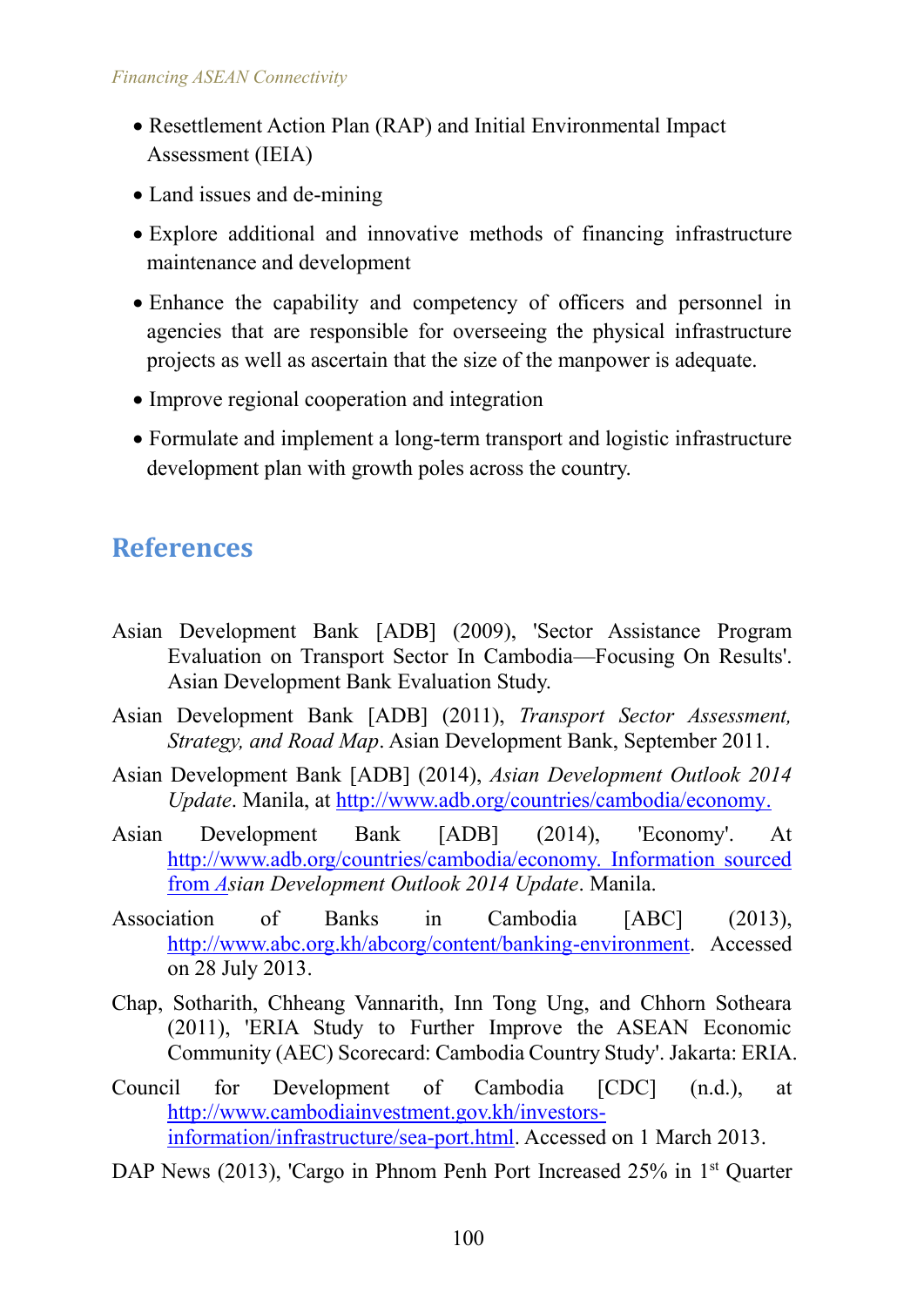- Resettlement Action Plan (RAP) and Initial Environmental Impact Assessment (IEIA)
- Land issues and de-mining
- Explore additional and innovative methods of financing infrastructure maintenance and development
- Enhance the capability and competency of officers and personnel in agencies that are responsible for overseeing the physical infrastructure projects as well as ascertain that the size of the manpower is adequate.
- Improve regional cooperation and integration
- Formulate and implement a long-term transport and logistic infrastructure development plan with growth poles across the country.

## References

Asian Development Bank [ADB] (2009), 'Sector Assistance Program Evaluation on Transport Sector In Cambodia—Focusing On Results'. Asian Development Bank Evaluation Study.

Asian Development Bank [ADB] (2011), *Transport Sector Assessment, Strategy, and Road Map*. Asian Development Bank, September 2011.

Asian Development Bank [ADB] (2014), *Asian Development Outlook 2014 Update*. Manila, at http://www.adb.org/countries/cambodia/economy.

Asian Development Bank [ADB] (2014), 'Economy'. At http://www.adb.org/countries/cambodia/economy. Information sourced from *Asian Development Outlook 2014 Update*. Manila.

Association of Banks in Cambodia [ABC] (2013), http://www.abc.org.kh/abcorg/content/banking-environment. Accessed on 28 July 2013.

Chap, Sotharith, Chheang Vannarith, Inn Tong Ung, and Chhorn Sotheara (2011), 'ERIA Study to Further Improve the ASEAN Economic Community (AEC) Scorecard: Cambodia Country Study'. Jakarta: ERIA.

Council for Development of Cambodia [CDC] (n.d.), at http://www.cambodiainvestment.gov.kh/investors-information/infrastructure/sea-port.html. Accessed on 1 March 2013.

DAP News (2013), 'Cargo in Phnom Penh Port Increased 25% in 1st Quarter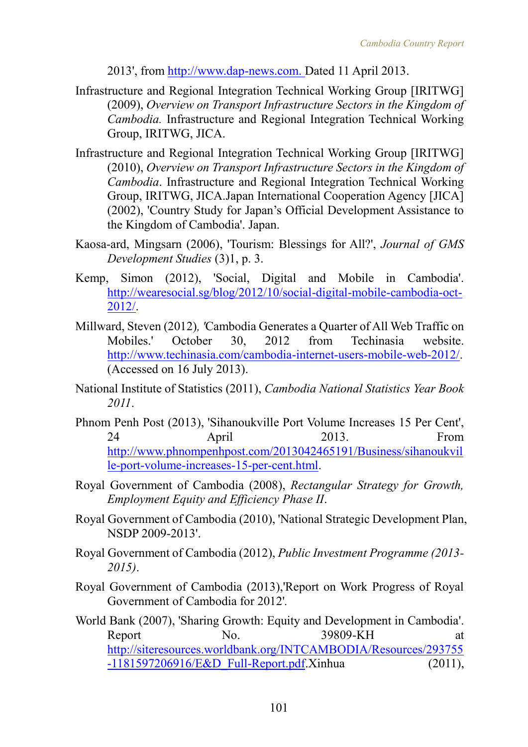2013', from http://www.dap-news.com. Dated 11 April 2013.

Infrastructure and Regional Integration Technical Working Group [IRITWG] (2009), *Overview on Transport Infrastructure Sectors in the Kingdom of Cambodia.* Infrastructure and Regional Integration Technical Working Group, IRITWG, JICA.

Infrastructure and Regional Integration Technical Working Group [IRITWG] (2010), *Overview on Transport Infrastructure Sectors in the Kingdom of Cambodia*. Infrastructure and Regional Integration Technical Working Group, IRITWG, JICA.Japan International Cooperation Agency [JICA] (2002), 'Country Study for Japan's Official Development Assistance to the Kingdom of Cambodia'. Japan.

Kaosa-ard, Mingsarn (2006), 'Tourism: Blessings for All?', *Journal of GMS Development Studies* (3)1, p. 3.

Kemp, Simon (2012), 'Social, Digital and Mobile in Cambodia'. http://wearesocial.sg/blog/2012/10/social-digital-mobile-cambodia-oct-2012/.

Millward, Steven (2012)*, '*Cambodia Generates a Quarter of All Web Traffic on Mobiles.' October 30, 2012 from Techinasia website. http://www.techinasia.com/cambodia-internet-users-mobile-web-2012/. (Accessed on 16 July 2013).

National Institute of Statistics (2011), *Cambodia National Statistics Year Book 2011*.

Phnom Penh Post (2013), 'Sihanoukville Port Volume Increases 15 Per Cent', 24 April 2013. From http://www.phnompenhpost.com/2013042465191/Business/sihanoukville-port-volume-increases-15-per-cent.html.

Royal Government of Cambodia (2008), *Rectangular Strategy for Growth, Employment Equity and Efficiency Phase II*.

Royal Government of Cambodia (2010), 'National Strategic Development Plan, NSDP 2009-2013'.

Royal Government of Cambodia (2012), *Public Investment Programme (2013-2015)*.

Royal Government of Cambodia (2013),'Report on Work Progress of Royal Government of Cambodia for 2012'.

World Bank (2007), 'Sharing Growth: Equity and Development in Cambodia'. Report No. 39809-KH at http://siteresources.worldbank.org/INTCAMBODIA/Resources/293755-1181597206916/E&D_Full-Report.pdf.Xinhua (2011),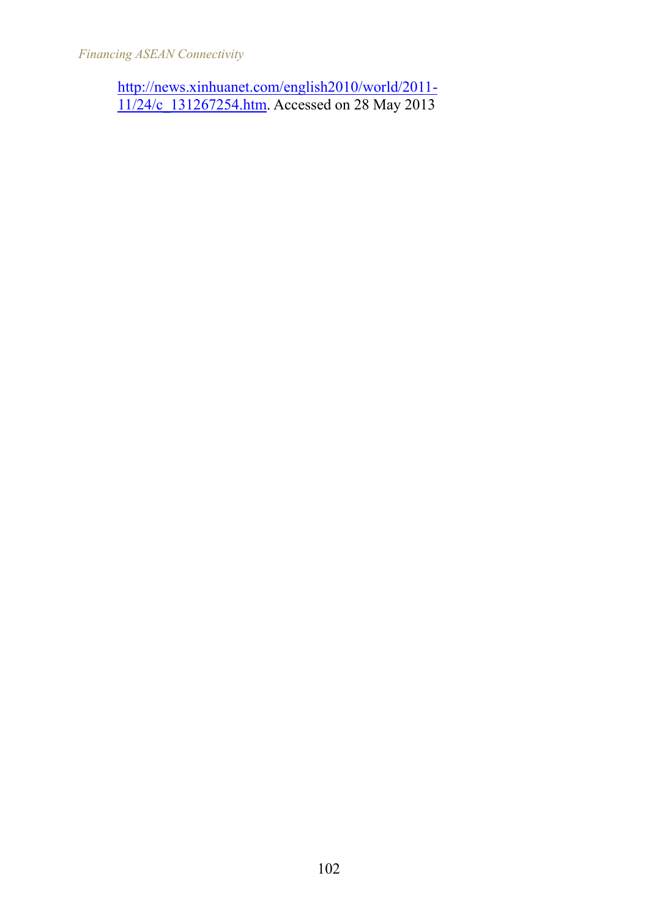http://news.xinhuanet.com/english2010/world/2011-11/24/c_131267254.htm. Accessed on 28 May 2013